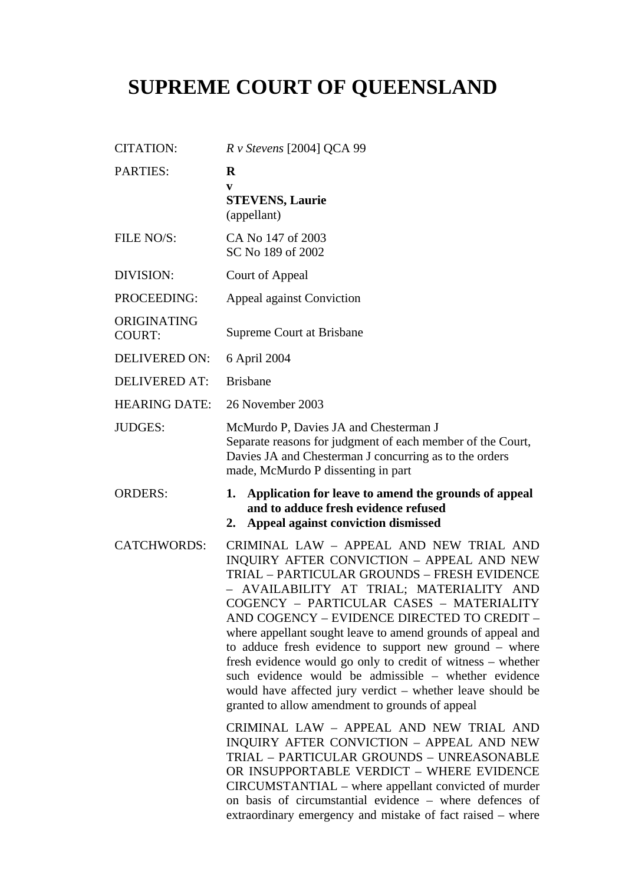# SUPREME COURT OF QUEENSLAND

| | |
|---|---|
| CITATION: | *R v Stevens* [2004] QCA 99 |
| PARTIES: | **R**<br>**v**<br>**STEVENS, Laurie**<br>(appellant) |
| FILE NO/S: | CA No 147 of 2003<br>SC No 189 of 2002 |
| DIVISION: | Court of Appeal |
| PROCEEDING: | Appeal against Conviction |
| ORIGINATING COURT: | Supreme Court at Brisbane |
| DELIVERED ON: | 6 April 2004 |
| DELIVERED AT: | Brisbane |
| HEARING DATE: | 26 November 2003 |
| JUDGES: | McMurdo P, Davies JA and Chesterman J<br>Separate reasons for judgment of each member of the Court, Davies JA and Chesterman J concurring as to the orders made, McMurdo P dissenting in part |
| ORDERS: | **1. Application for leave to amend the grounds of appeal and to adduce fresh evidence refused**<br>**2. Appeal against conviction dismissed** |
| CATCHWORDS: | CRIMINAL LAW – APPEAL AND NEW TRIAL AND INQUIRY AFTER CONVICTION – APPEAL AND NEW TRIAL – PARTICULAR GROUNDS – FRESH EVIDENCE – AVAILABILITY AT TRIAL; MATERIALITY AND COGENCY – PARTICULAR CASES – MATERIALITY AND COGENCY – EVIDENCE DIRECTED TO CREDIT – where appellant sought leave to amend grounds of appeal and to adduce fresh evidence to support new ground – where fresh evidence would go only to credit of witness – whether such evidence would be admissible – whether evidence would have affected jury verdict – whether leave should be granted to allow amendment to grounds of appeal<br><br>CRIMINAL LAW – APPEAL AND NEW TRIAL AND INQUIRY AFTER CONVICTION – APPEAL AND NEW TRIAL – PARTICULAR GROUNDS – UNREASONABLE OR INSUPPORTABLE VERDICT – WHERE EVIDENCE CIRCUMSTANTIAL – where appellant convicted of murder on basis of circumstantial evidence – where defences of extraordinary emergency and mistake of fact raised – where |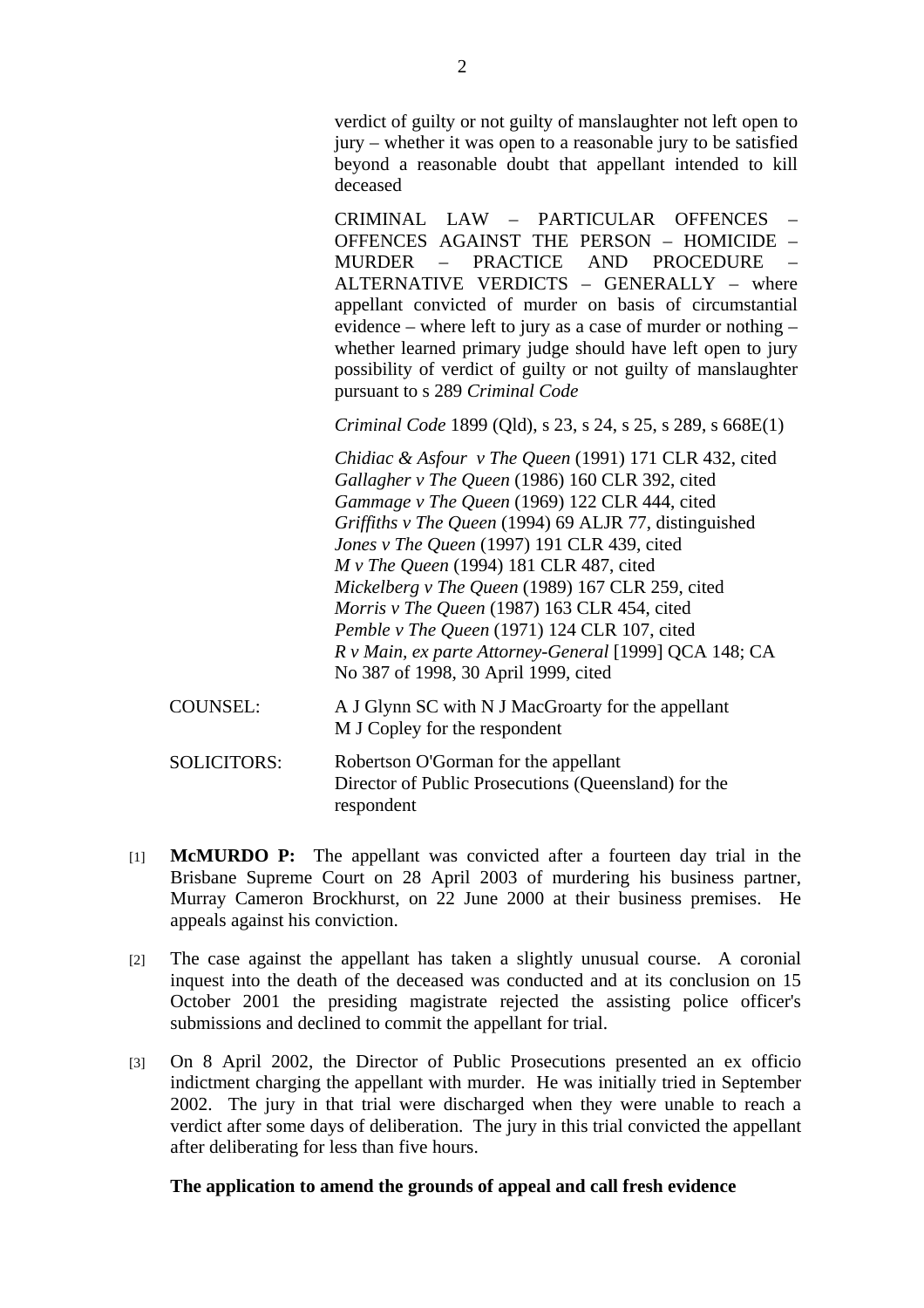verdict of guilty or not guilty of manslaughter not left open to jury – whether it was open to a reasonable jury to be satisfied beyond a reasonable doubt that appellant intended to kill deceased

CRIMINAL LAW – PARTICULAR OFFENCES – OFFENCES AGAINST THE PERSON – HOMICIDE – MURDER – PRACTICE AND PROCEDURE – ALTERNATIVE VERDICTS – GENERALLY – where appellant convicted of murder on basis of circumstantial evidence – where left to jury as a case of murder or nothing – whether learned primary judge should have left open to jury possibility of verdict of guilty or not guilty of manslaughter pursuant to s 289 *Criminal Code*

*Criminal Code* 1899 (Qld), s 23, s 24, s 25, s 289, s 668E(1)

*Chidiac & Asfour v The Queen* (1991) 171 CLR 432, cited
*Gallagher v The Queen* (1986) 160 CLR 392, cited
*Gammage v The Queen* (1969) 122 CLR 444, cited
*Griffiths v The Queen* (1994) 69 ALJR 77, distinguished
*Jones v The Queen* (1997) 191 CLR 439, cited
*M v The Queen* (1994) 181 CLR 487, cited
*Mickelberg v The Queen* (1989) 167 CLR 259, cited
*Morris v The Queen* (1987) 163 CLR 454, cited
*Pemble v The Queen* (1971) 124 CLR 107, cited
*R v Main, ex parte Attorney-General* [1999] QCA 148; CA No 387 of 1998, 30 April 1999, cited

COUNSEL: A J Glynn SC with N J MacGroarty for the appellant
M J Copley for the respondent

SOLICITORS: Robertson O'Gorman for the appellant
Director of Public Prosecutions (Queensland) for the respondent

[1] **McMURDO P:** The appellant was convicted after a fourteen day trial in the Brisbane Supreme Court on 28 April 2003 of murdering his business partner, Murray Cameron Brockhurst, on 22 June 2000 at their business premises. He appeals against his conviction.

[2] The case against the appellant has taken a slightly unusual course. A coronial inquest into the death of the deceased was conducted and at its conclusion on 15 October 2001 the presiding magistrate rejected the assisting police officer's submissions and declined to commit the appellant for trial.

[3] On 8 April 2002, the Director of Public Prosecutions presented an ex officio indictment charging the appellant with murder. He was initially tried in September 2002. The jury in that trial were discharged when they were unable to reach a verdict after some days of deliberation. The jury in this trial convicted the appellant after deliberating for less than five hours.

**The application to amend the grounds of appeal and call fresh evidence**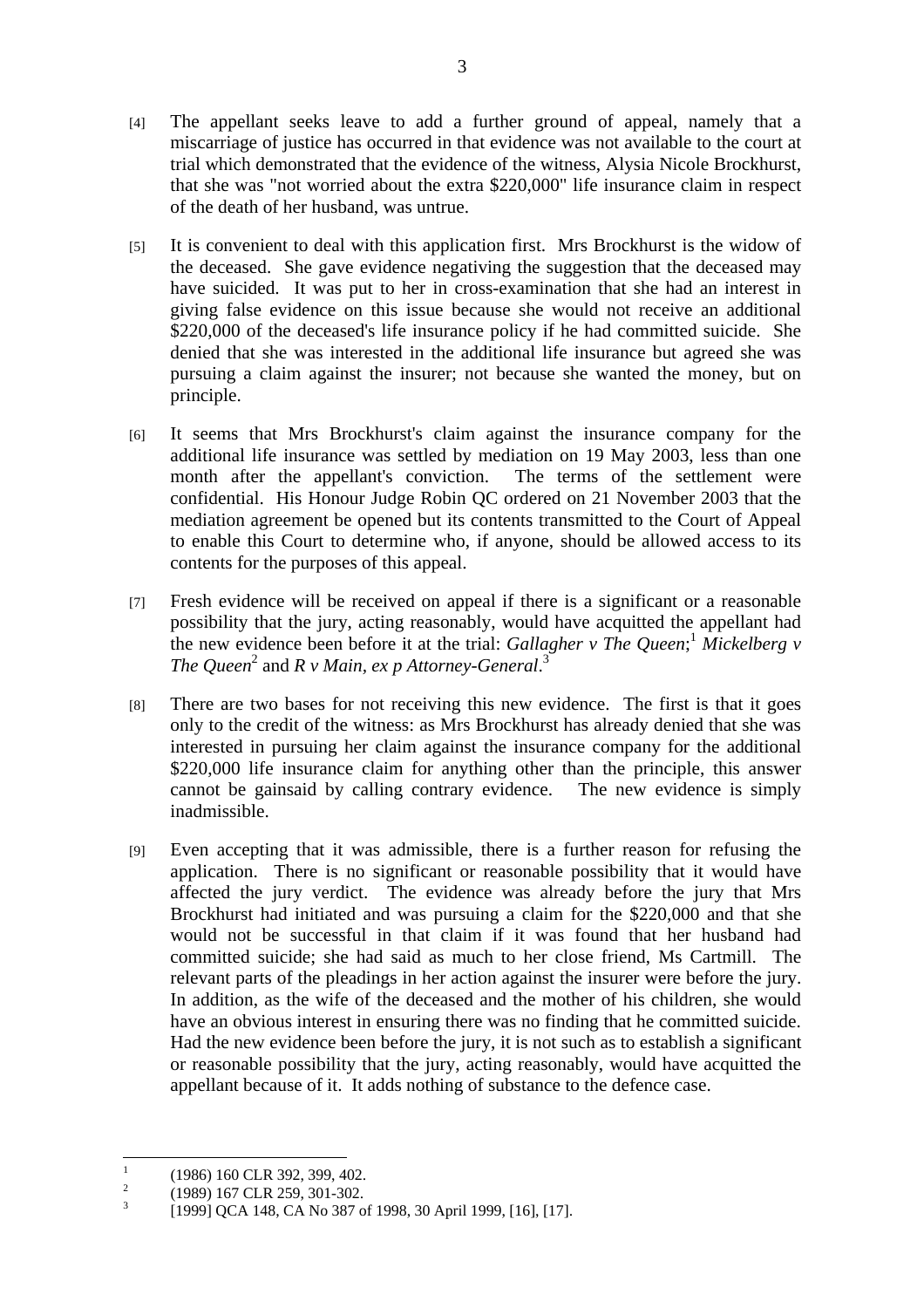[4] The appellant seeks leave to add a further ground of appeal, namely that a miscarriage of justice has occurred in that evidence was not available to the court at trial which demonstrated that the evidence of the witness, Alysia Nicole Brockhurst, that she was "not worried about the extra $220,000" life insurance claim in respect of the death of her husband, was untrue.

[5] It is convenient to deal with this application first. Mrs Brockhurst is the widow of the deceased. She gave evidence negativing the suggestion that the deceased may have suicided. It was put to her in cross-examination that she had an interest in giving false evidence on this issue because she would not receive an additional $220,000 of the deceased's life insurance policy if he had committed suicide. She denied that she was interested in the additional life insurance but agreed she was pursuing a claim against the insurer; not because she wanted the money, but on principle.

[6] It seems that Mrs Brockhurst's claim against the insurance company for the additional life insurance was settled by mediation on 19 May 2003, less than one month after the appellant's conviction. The terms of the settlement were confidential. His Honour Judge Robin QC ordered on 21 November 2003 that the mediation agreement be opened but its contents transmitted to the Court of Appeal to enable this Court to determine who, if anyone, should be allowed access to its contents for the purposes of this appeal.

[7] Fresh evidence will be received on appeal if there is a significant or a reasonable possibility that the jury, acting reasonably, would have acquitted the appellant had the new evidence been before it at the trial: *Gallagher v The Queen*;[1] *Mickelberg v The Queen*[2] and *R v Main, ex p Attorney-General*.[3]

[8] There are two bases for not receiving this new evidence. The first is that it goes only to the credit of the witness: as Mrs Brockhurst has already denied that she was interested in pursuing her claim against the insurance company for the additional $220,000 life insurance claim for anything other than the principle, this answer cannot be gainsaid by calling contrary evidence. The new evidence is simply inadmissible.

[9] Even accepting that it was admissible, there is a further reason for refusing the application. There is no significant or reasonable possibility that it would have affected the jury verdict. The evidence was already before the jury that Mrs Brockhurst had initiated and was pursuing a claim for the $220,000 and that she would not be successful in that claim if it was found that her husband had committed suicide; she had said as much to her close friend, Ms Cartmill. The relevant parts of the pleadings in her action against the insurer were before the jury. In addition, as the wife of the deceased and the mother of his children, she would have an obvious interest in ensuring there was no finding that he committed suicide. Had the new evidence been before the jury, it is not such as to establish a significant or reasonable possibility that the jury, acting reasonably, would have acquitted the appellant because of it. It adds nothing of substance to the defence case.

---

[1] (1986) 160 CLR 392, 399, 402.

[2] (1989) 167 CLR 259, 301-302.

[3] [1999] QCA 148, CA No 387 of 1998, 30 April 1999, [16], [17].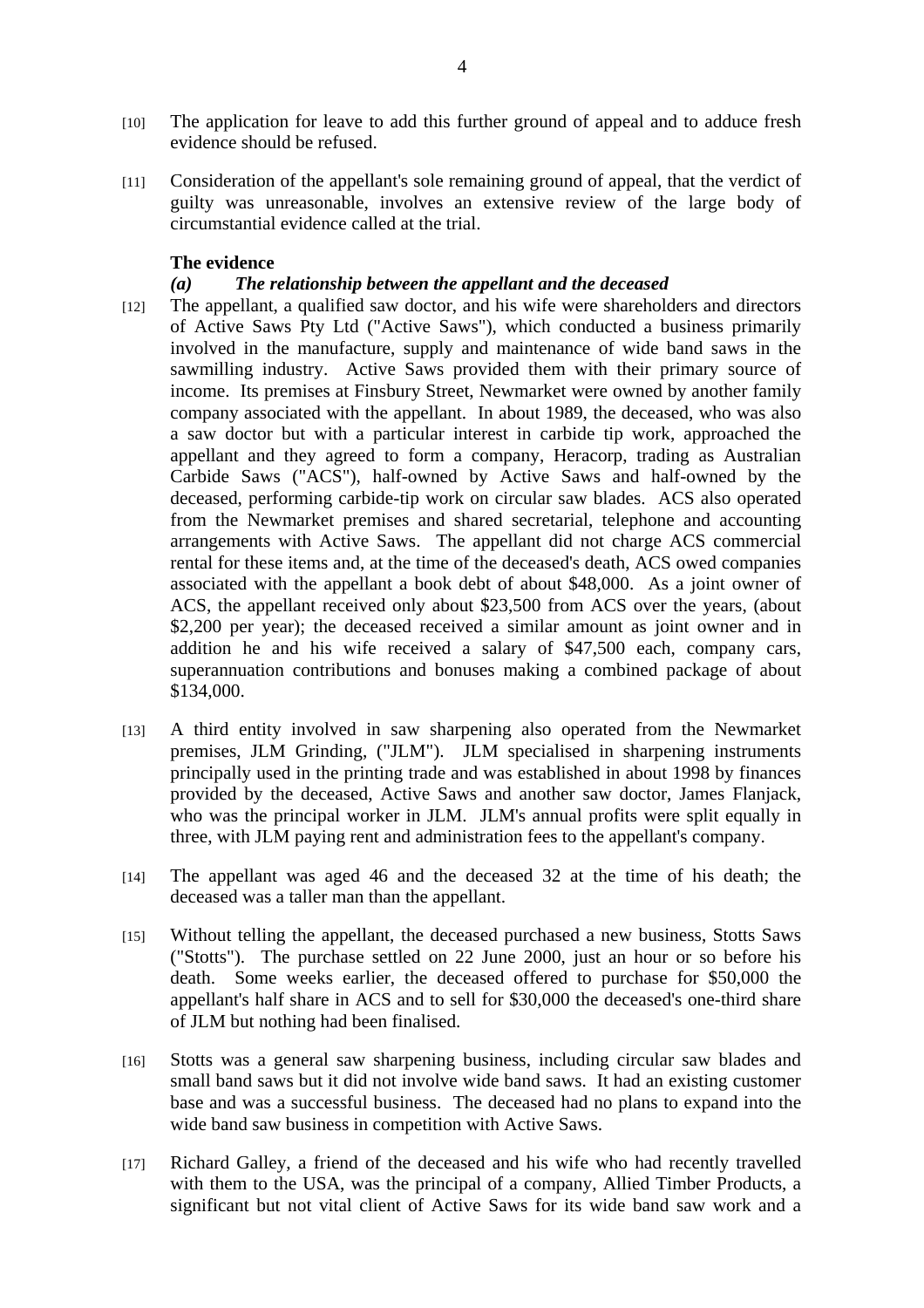[10] The application for leave to add this further ground of appeal and to adduce fresh evidence should be refused.

[11] Consideration of the appellant's sole remaining ground of appeal, that the verdict of guilty was unreasonable, involves an extensive review of the large body of circumstantial evidence called at the trial.

**The evidence**

***(a) The relationship between the appellant and the deceased***

[12] The appellant, a qualified saw doctor, and his wife were shareholders and directors of Active Saws Pty Ltd ("Active Saws"), which conducted a business primarily involved in the manufacture, supply and maintenance of wide band saws in the sawmilling industry. Active Saws provided them with their primary source of income. Its premises at Finsbury Street, Newmarket were owned by another family company associated with the appellant. In about 1989, the deceased, who was also a saw doctor but with a particular interest in carbide tip work, approached the appellant and they agreed to form a company, Heracorp, trading as Australian Carbide Saws ("ACS"), half-owned by Active Saws and half-owned by the deceased, performing carbide-tip work on circular saw blades. ACS also operated from the Newmarket premises and shared secretarial, telephone and accounting arrangements with Active Saws. The appellant did not charge ACS commercial rental for these items and, at the time of the deceased's death, ACS owed companies associated with the appellant a book debt of about $48,000. As a joint owner of ACS, the appellant received only about $23,500 from ACS over the years, (about $2,200 per year); the deceased received a similar amount as joint owner and in addition he and his wife received a salary of $47,500 each, company cars, superannuation contributions and bonuses making a combined package of about $134,000.

[13] A third entity involved in saw sharpening also operated from the Newmarket premises, JLM Grinding, ("JLM"). JLM specialised in sharpening instruments principally used in the printing trade and was established in about 1998 by finances provided by the deceased, Active Saws and another saw doctor, James Flanjack, who was the principal worker in JLM. JLM's annual profits were split equally in three, with JLM paying rent and administration fees to the appellant's company.

[14] The appellant was aged 46 and the deceased 32 at the time of his death; the deceased was a taller man than the appellant.

[15] Without telling the appellant, the deceased purchased a new business, Stotts Saws ("Stotts"). The purchase settled on 22 June 2000, just an hour or so before his death. Some weeks earlier, the deceased offered to purchase for $50,000 the appellant's half share in ACS and to sell for $30,000 the deceased's one-third share of JLM but nothing had been finalised.

[16] Stotts was a general saw sharpening business, including circular saw blades and small band saws but it did not involve wide band saws. It had an existing customer base and was a successful business. The deceased had no plans to expand into the wide band saw business in competition with Active Saws.

[17] Richard Galley, a friend of the deceased and his wife who had recently travelled with them to the USA, was the principal of a company, Allied Timber Products, a significant but not vital client of Active Saws for its wide band saw work and a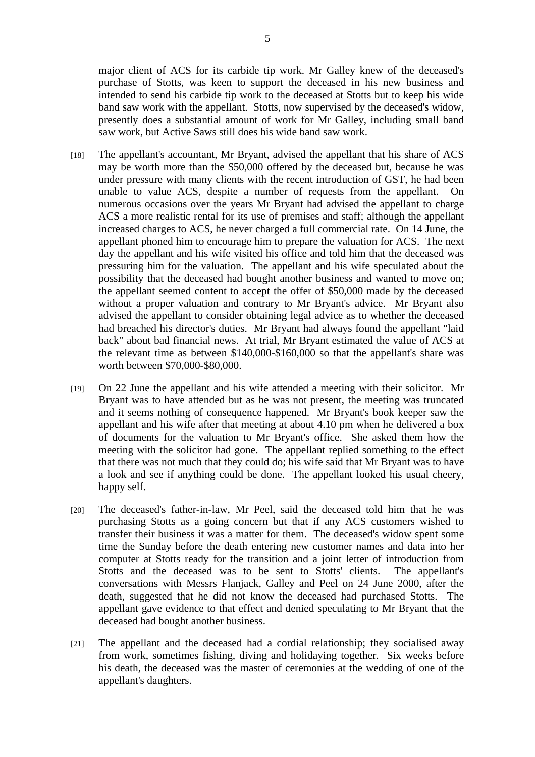major client of ACS for its carbide tip work. Mr Galley knew of the deceased's purchase of Stotts, was keen to support the deceased in his new business and intended to send his carbide tip work to the deceased at Stotts but to keep his wide band saw work with the appellant. Stotts, now supervised by the deceased's widow, presently does a substantial amount of work for Mr Galley, including small band saw work, but Active Saws still does his wide band saw work.

[18] The appellant's accountant, Mr Bryant, advised the appellant that his share of ACS may be worth more than the $50,000 offered by the deceased but, because he was under pressure with many clients with the recent introduction of GST, he had been unable to value ACS, despite a number of requests from the appellant. On numerous occasions over the years Mr Bryant had advised the appellant to charge ACS a more realistic rental for its use of premises and staff; although the appellant increased charges to ACS, he never charged a full commercial rate. On 14 June, the appellant phoned him to encourage him to prepare the valuation for ACS. The next day the appellant and his wife visited his office and told him that the deceased was pressuring him for the valuation. The appellant and his wife speculated about the possibility that the deceased had bought another business and wanted to move on; the appellant seemed content to accept the offer of $50,000 made by the deceased without a proper valuation and contrary to Mr Bryant's advice. Mr Bryant also advised the appellant to consider obtaining legal advice as to whether the deceased had breached his director's duties. Mr Bryant had always found the appellant "laid back" about bad financial news. At trial, Mr Bryant estimated the value of ACS at the relevant time as between $140,000-$160,000 so that the appellant's share was worth between $70,000-$80,000.

[19] On 22 June the appellant and his wife attended a meeting with their solicitor. Mr Bryant was to have attended but as he was not present, the meeting was truncated and it seems nothing of consequence happened. Mr Bryant's book keeper saw the appellant and his wife after that meeting at about 4.10 pm when he delivered a box of documents for the valuation to Mr Bryant's office. She asked them how the meeting with the solicitor had gone. The appellant replied something to the effect that there was not much that they could do; his wife said that Mr Bryant was to have a look and see if anything could be done. The appellant looked his usual cheery, happy self.

[20] The deceased's father-in-law, Mr Peel, said the deceased told him that he was purchasing Stotts as a going concern but that if any ACS customers wished to transfer their business it was a matter for them. The deceased's widow spent some time the Sunday before the death entering new customer names and data into her computer at Stotts ready for the transition and a joint letter of introduction from Stotts and the deceased was to be sent to Stotts' clients. The appellant's conversations with Messrs Flanjack, Galley and Peel on 24 June 2000, after the death, suggested that he did not know the deceased had purchased Stotts. The appellant gave evidence to that effect and denied speculating to Mr Bryant that the deceased had bought another business.

[21] The appellant and the deceased had a cordial relationship; they socialised away from work, sometimes fishing, diving and holidaying together. Six weeks before his death, the deceased was the master of ceremonies at the wedding of one of the appellant's daughters.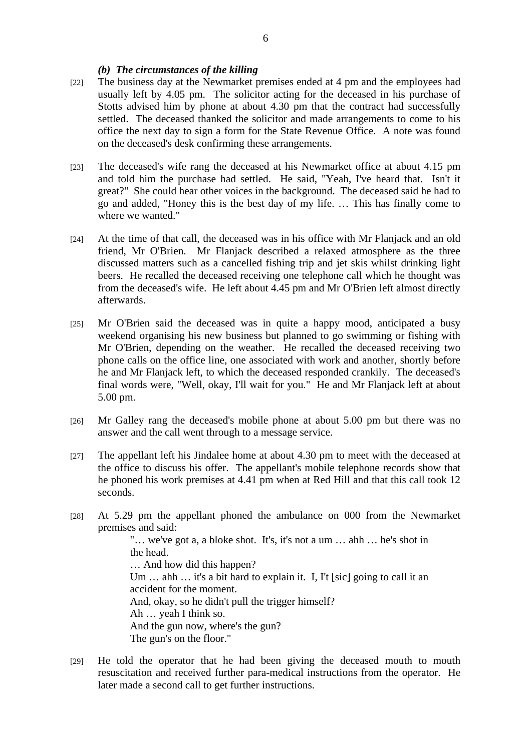### *(b) The circumstances of the killing*

[22] The business day at the Newmarket premises ended at 4 pm and the employees had usually left by 4.05 pm. The solicitor acting for the deceased in his purchase of Stotts advised him by phone at about 4.30 pm that the contract had successfully settled. The deceased thanked the solicitor and made arrangements to come to his office the next day to sign a form for the State Revenue Office. A note was found on the deceased's desk confirming these arrangements.

[23] The deceased's wife rang the deceased at his Newmarket office at about 4.15 pm and told him the purchase had settled. He said, "Yeah, I've heard that. Isn't it great?" She could hear other voices in the background. The deceased said he had to go and added, "Honey this is the best day of my life. … This has finally come to where we wanted."

[24] At the time of that call, the deceased was in his office with Mr Flanjack and an old friend, Mr O'Brien. Mr Flanjack described a relaxed atmosphere as the three discussed matters such as a cancelled fishing trip and jet skis whilst drinking light beers. He recalled the deceased receiving one telephone call which he thought was from the deceased's wife. He left about 4.45 pm and Mr O'Brien left almost directly afterwards.

[25] Mr O'Brien said the deceased was in quite a happy mood, anticipated a busy weekend organising his new business but planned to go swimming or fishing with Mr O'Brien, depending on the weather. He recalled the deceased receiving two phone calls on the office line, one associated with work and another, shortly before he and Mr Flanjack left, to which the deceased responded crankily. The deceased's final words were, "Well, okay, I'll wait for you." He and Mr Flanjack left at about 5.00 pm.

[26] Mr Galley rang the deceased's mobile phone at about 5.00 pm but there was no answer and the call went through to a message service.

[27] The appellant left his Jindalee home at about 4.30 pm to meet with the deceased at the office to discuss his offer. The appellant's mobile telephone records show that he phoned his work premises at 4.41 pm when at Red Hill and that this call took 12 seconds.

[28] At 5.29 pm the appellant phoned the ambulance on 000 from the Newmarket premises and said:

> "… we've got a, a bloke shot. It's, it's not a um … ahh … he's shot in the head.
> … And how did this happen?
> Um … ahh … it's a bit hard to explain it. I, I't [sic] going to call it an accident for the moment.
> And, okay, so he didn't pull the trigger himself?
> Ah … yeah I think so.
> And the gun now, where's the gun?
> The gun's on the floor."

[29] He told the operator that he had been giving the deceased mouth to mouth resuscitation and received further para-medical instructions from the operator. He later made a second call to get further instructions.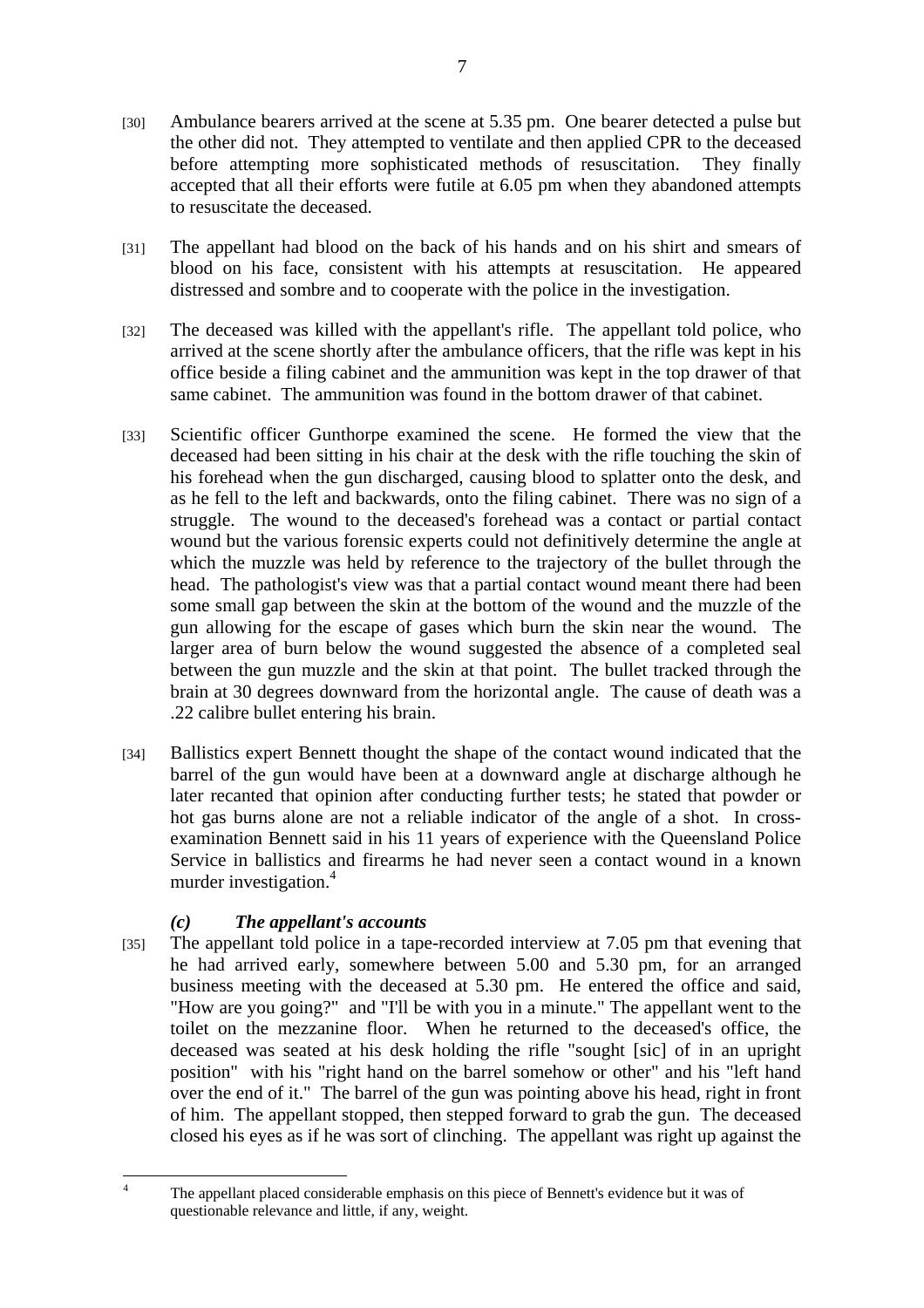[30] Ambulance bearers arrived at the scene at 5.35 pm. One bearer detected a pulse but the other did not. They attempted to ventilate and then applied CPR to the deceased before attempting more sophisticated methods of resuscitation. They finally accepted that all their efforts were futile at 6.05 pm when they abandoned attempts to resuscitate the deceased.

[31] The appellant had blood on the back of his hands and on his shirt and smears of blood on his face, consistent with his attempts at resuscitation. He appeared distressed and sombre and to cooperate with the police in the investigation.

[32] The deceased was killed with the appellant's rifle. The appellant told police, who arrived at the scene shortly after the ambulance officers, that the rifle was kept in his office beside a filing cabinet and the ammunition was kept in the top drawer of that same cabinet. The ammunition was found in the bottom drawer of that cabinet.

[33] Scientific officer Gunthorpe examined the scene. He formed the view that the deceased had been sitting in his chair at the desk with the rifle touching the skin of his forehead when the gun discharged, causing blood to splatter onto the desk, and as he fell to the left and backwards, onto the filing cabinet. There was no sign of a struggle. The wound to the deceased's forehead was a contact or partial contact wound but the various forensic experts could not definitively determine the angle at which the muzzle was held by reference to the trajectory of the bullet through the head. The pathologist's view was that a partial contact wound meant there had been some small gap between the skin at the bottom of the wound and the muzzle of the gun allowing for the escape of gases which burn the skin near the wound. The larger area of burn below the wound suggested the absence of a completed seal between the gun muzzle and the skin at that point. The bullet tracked through the brain at 30 degrees downward from the horizontal angle. The cause of death was a .22 calibre bullet entering his brain.

[34] Ballistics expert Bennett thought the shape of the contact wound indicated that the barrel of the gun would have been at a downward angle at discharge although he later recanted that opinion after conducting further tests; he stated that powder or hot gas burns alone are not a reliable indicator of the angle of a shot. In cross-examination Bennett said in his 11 years of experience with the Queensland Police Service in ballistics and firearms he had never seen a contact wound in a known murder investigation.[4]

### *(c) The appellant's accounts*

[35] The appellant told police in a tape-recorded interview at 7.05 pm that evening that he had arrived early, somewhere between 5.00 and 5.30 pm, for an arranged business meeting with the deceased at 5.30 pm. He entered the office and said, "How are you going?" and "I'll be with you in a minute." The appellant went to the toilet on the mezzanine floor. When he returned to the deceased's office, the deceased was seated at his desk holding the rifle "sought [sic] of in an upright position" with his "right hand on the barrel somehow or other" and his "left hand over the end of it." The barrel of the gun was pointing above his head, right in front of him. The appellant stopped, then stepped forward to grab the gun. The deceased closed his eyes as if he was sort of clinching. The appellant was right up against the

[4] The appellant placed considerable emphasis on this piece of Bennett's evidence but it was of questionable relevance and little, if any, weight.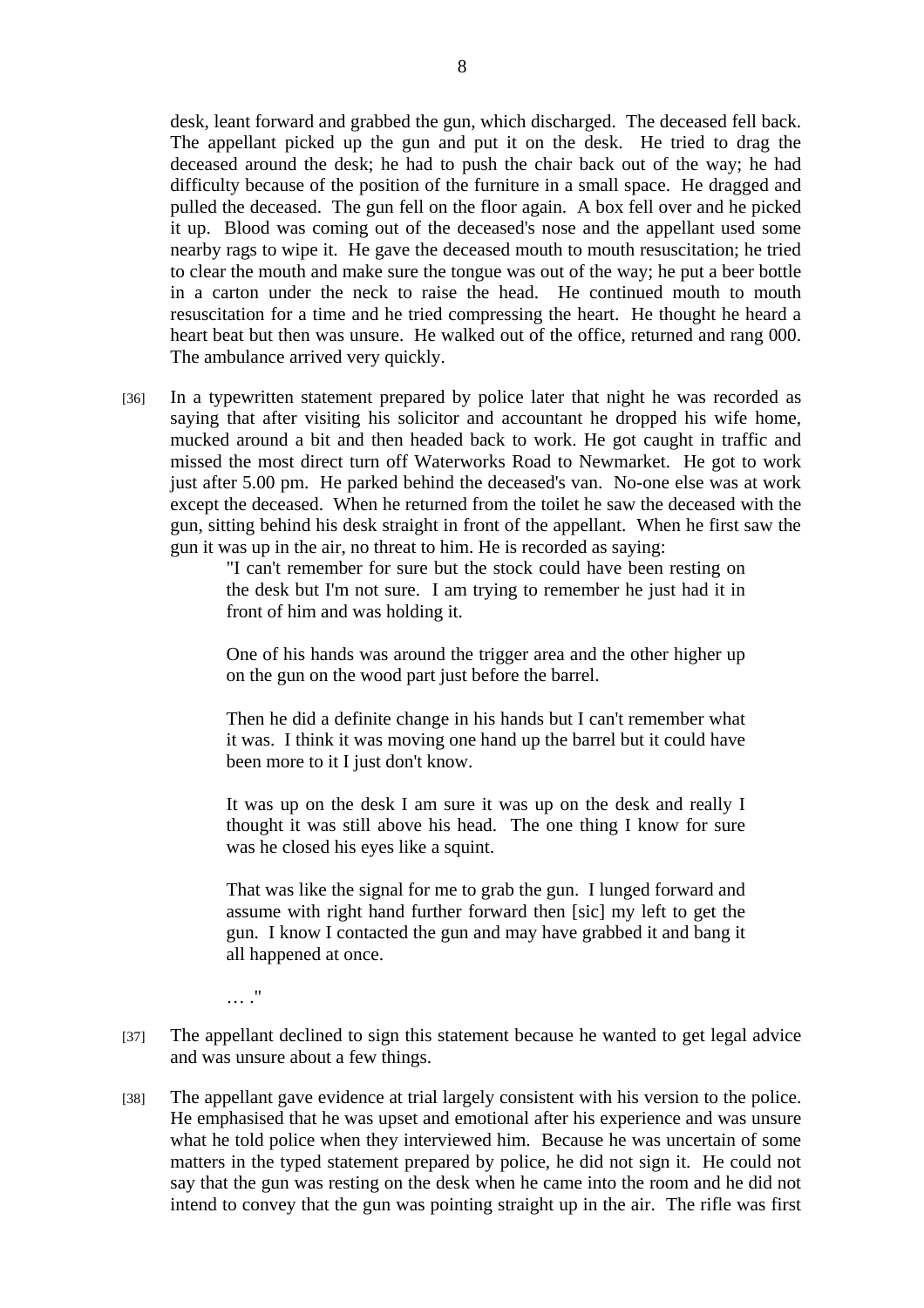desk, leant forward and grabbed the gun, which discharged. The deceased fell back. The appellant picked up the gun and put it on the desk. He tried to drag the deceased around the desk; he had to push the chair back out of the way; he had difficulty because of the position of the furniture in a small space. He dragged and pulled the deceased. The gun fell on the floor again. A box fell over and he picked it up. Blood was coming out of the deceased's nose and the appellant used some nearby rags to wipe it. He gave the deceased mouth to mouth resuscitation; he tried to clear the mouth and make sure the tongue was out of the way; he put a beer bottle in a carton under the neck to raise the head. He continued mouth to mouth resuscitation for a time and he tried compressing the heart. He thought he heard a heart beat but then was unsure. He walked out of the office, returned and rang 000. The ambulance arrived very quickly.

[36] In a typewritten statement prepared by police later that night he was recorded as saying that after visiting his solicitor and accountant he dropped his wife home, mucked around a bit and then headed back to work. He got caught in traffic and missed the most direct turn off Waterworks Road to Newmarket. He got to work just after 5.00 pm. He parked behind the deceased's van. No-one else was at work except the deceased. When he returned from the toilet he saw the deceased with the gun, sitting behind his desk straight in front of the appellant. When he first saw the gun it was up in the air, no threat to him. He is recorded as saying:

> "I can't remember for sure but the stock could have been resting on the desk but I'm not sure. I am trying to remember he just had it in front of him and was holding it.
>
> One of his hands was around the trigger area and the other higher up on the gun on the wood part just before the barrel.
>
> Then he did a definite change in his hands but I can't remember what it was. I think it was moving one hand up the barrel but it could have been more to it I just don't know.
>
> It was up on the desk I am sure it was up on the desk and really I thought it was still above his head. The one thing I know for sure was he closed his eyes like a squint.
>
> That was like the signal for me to grab the gun. I lunged forward and assume with right hand further forward then [sic] my left to get the gun. I know I contacted the gun and may have grabbed it and bang it all happened at once.
>
> … ."

[37] The appellant declined to sign this statement because he wanted to get legal advice and was unsure about a few things.

[38] The appellant gave evidence at trial largely consistent with his version to the police. He emphasised that he was upset and emotional after his experience and was unsure what he told police when they interviewed him. Because he was uncertain of some matters in the typed statement prepared by police, he did not sign it. He could not say that the gun was resting on the desk when he came into the room and he did not intend to convey that the gun was pointing straight up in the air. The rifle was first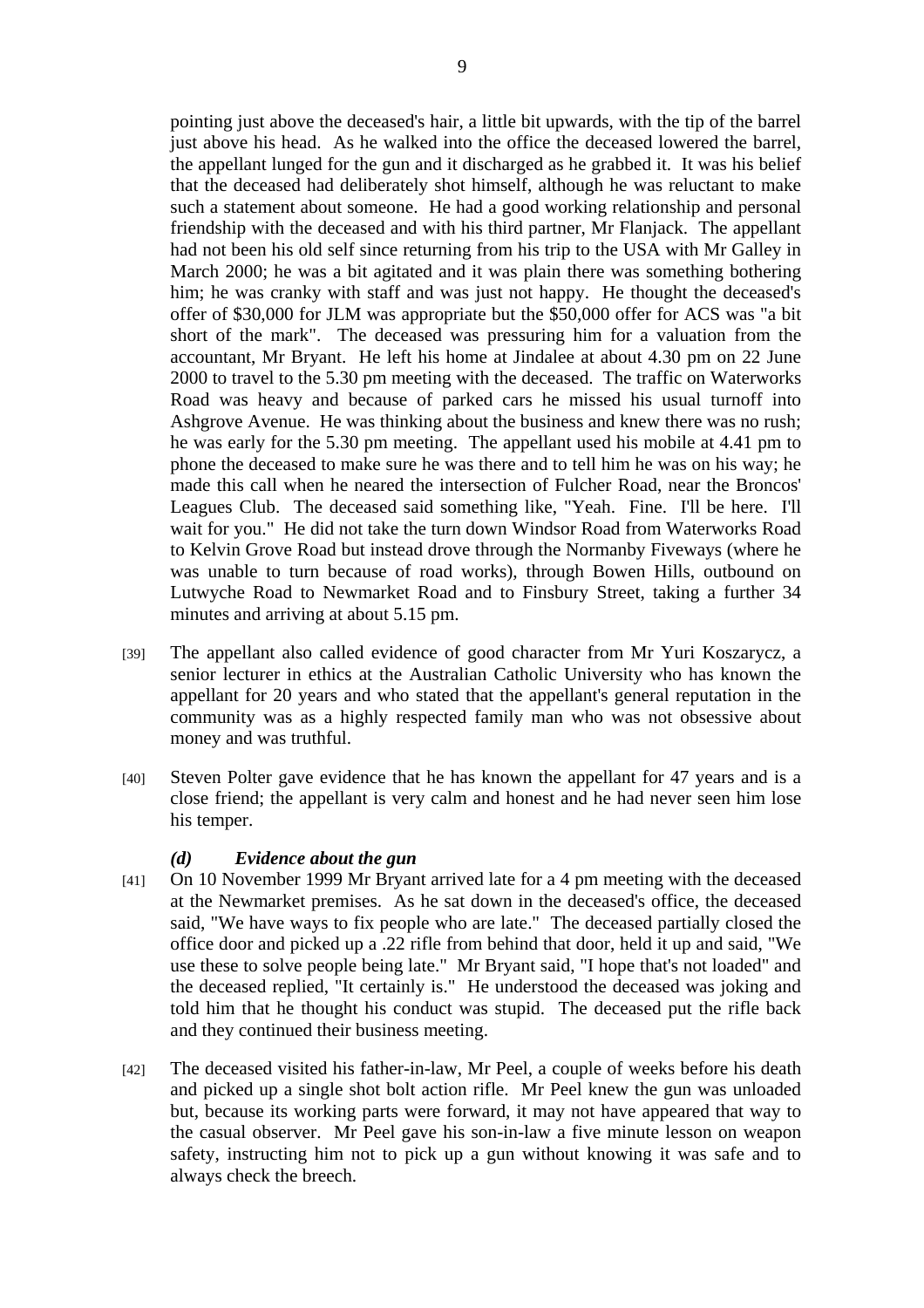pointing just above the deceased's hair, a little bit upwards, with the tip of the barrel just above his head. As he walked into the office the deceased lowered the barrel, the appellant lunged for the gun and it discharged as he grabbed it. It was his belief that the deceased had deliberately shot himself, although he was reluctant to make such a statement about someone. He had a good working relationship and personal friendship with the deceased and with his third partner, Mr Flanjack. The appellant had not been his old self since returning from his trip to the USA with Mr Galley in March 2000; he was a bit agitated and it was plain there was something bothering him; he was cranky with staff and was just not happy. He thought the deceased's offer of $30,000 for JLM was appropriate but the $50,000 offer for ACS was "a bit short of the mark". The deceased was pressuring him for a valuation from the accountant, Mr Bryant. He left his home at Jindalee at about 4.30 pm on 22 June 2000 to travel to the 5.30 pm meeting with the deceased. The traffic on Waterworks Road was heavy and because of parked cars he missed his usual turnoff into Ashgrove Avenue. He was thinking about the business and knew there was no rush; he was early for the 5.30 pm meeting. The appellant used his mobile at 4.41 pm to phone the deceased to make sure he was there and to tell him he was on his way; he made this call when he neared the intersection of Fulcher Road, near the Broncos' Leagues Club. The deceased said something like, "Yeah. Fine. I'll be here. I'll wait for you." He did not take the turn down Windsor Road from Waterworks Road to Kelvin Grove Road but instead drove through the Normanby Fiveways (where he was unable to turn because of road works), through Bowen Hills, outbound on Lutwyche Road to Newmarket Road and to Finsbury Street, taking a further 34 minutes and arriving at about 5.15 pm.

[39] The appellant also called evidence of good character from Mr Yuri Koszarycz, a senior lecturer in ethics at the Australian Catholic University who has known the appellant for 20 years and who stated that the appellant's general reputation in the community was as a highly respected family man who was not obsessive about money and was truthful.

[40] Steven Polter gave evidence that he has known the appellant for 47 years and is a close friend; the appellant is very calm and honest and he had never seen him lose his temper.

### *(d) Evidence about the gun*

[41] On 10 November 1999 Mr Bryant arrived late for a 4 pm meeting with the deceased at the Newmarket premises. As he sat down in the deceased's office, the deceased said, "We have ways to fix people who are late." The deceased partially closed the office door and picked up a .22 rifle from behind that door, held it up and said, "We use these to solve people being late." Mr Bryant said, "I hope that's not loaded" and the deceased replied, "It certainly is." He understood the deceased was joking and told him that he thought his conduct was stupid. The deceased put the rifle back and they continued their business meeting.

[42] The deceased visited his father-in-law, Mr Peel, a couple of weeks before his death and picked up a single shot bolt action rifle. Mr Peel knew the gun was unloaded but, because its working parts were forward, it may not have appeared that way to the casual observer. Mr Peel gave his son-in-law a five minute lesson on weapon safety, instructing him not to pick up a gun without knowing it was safe and to always check the breech.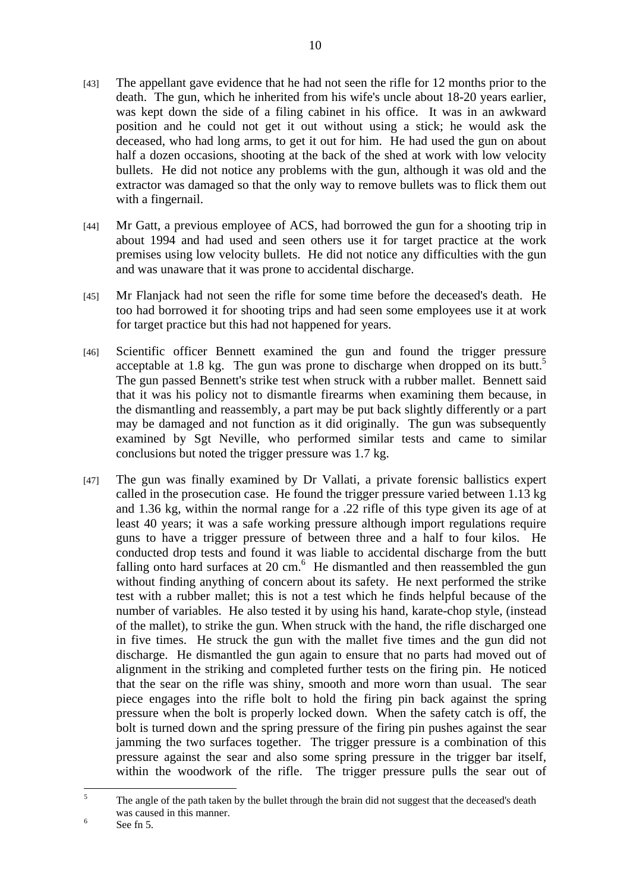[43] The appellant gave evidence that he had not seen the rifle for 12 months prior to the death. The gun, which he inherited from his wife's uncle about 18-20 years earlier, was kept down the side of a filing cabinet in his office. It was in an awkward position and he could not get it out without using a stick; he would ask the deceased, who had long arms, to get it out for him. He had used the gun on about half a dozen occasions, shooting at the back of the shed at work with low velocity bullets. He did not notice any problems with the gun, although it was old and the extractor was damaged so that the only way to remove bullets was to flick them out with a fingernail.

[44] Mr Gatt, a previous employee of ACS, had borrowed the gun for a shooting trip in about 1994 and had used and seen others use it for target practice at the work premises using low velocity bullets. He did not notice any difficulties with the gun and was unaware that it was prone to accidental discharge.

[45] Mr Flanjack had not seen the rifle for some time before the deceased's death. He too had borrowed it for shooting trips and had seen some employees use it at work for target practice but this had not happened for years.

[46] Scientific officer Bennett examined the gun and found the trigger pressure acceptable at 1.8 kg. The gun was prone to discharge when dropped on its butt.[5] The gun passed Bennett's strike test when struck with a rubber mallet. Bennett said that it was his policy not to dismantle firearms when examining them because, in the dismantling and reassembly, a part may be put back slightly differently or a part may be damaged and not function as it did originally. The gun was subsequently examined by Sgt Neville, who performed similar tests and came to similar conclusions but noted the trigger pressure was 1.7 kg.

[47] The gun was finally examined by Dr Vallati, a private forensic ballistics expert called in the prosecution case. He found the trigger pressure varied between 1.13 kg and 1.36 kg, within the normal range for a .22 rifle of this type given its age of at least 40 years; it was a safe working pressure although import regulations require guns to have a trigger pressure of between three and a half to four kilos. He conducted drop tests and found it was liable to accidental discharge from the butt falling onto hard surfaces at 20 cm.[6] He dismantled and then reassembled the gun without finding anything of concern about its safety. He next performed the strike test with a rubber mallet; this is not a test which he finds helpful because of the number of variables. He also tested it by using his hand, karate-chop style, (instead of the mallet), to strike the gun. When struck with the hand, the rifle discharged one in five times. He struck the gun with the mallet five times and the gun did not discharge. He dismantled the gun again to ensure that no parts had moved out of alignment in the striking and completed further tests on the firing pin. He noticed that the sear on the rifle was shiny, smooth and more worn than usual. The sear piece engages into the rifle bolt to hold the firing pin back against the spring pressure when the bolt is properly locked down. When the safety catch is off, the bolt is turned down and the spring pressure of the firing pin pushes against the sear jamming the two surfaces together. The trigger pressure is a combination of this pressure against the sear and also some spring pressure in the trigger bar itself, within the woodwork of the rifle. The trigger pressure pulls the sear out of

---

[5] The angle of the path taken by the bullet through the brain did not suggest that the deceased's death was caused in this manner.

[6] See fn 5.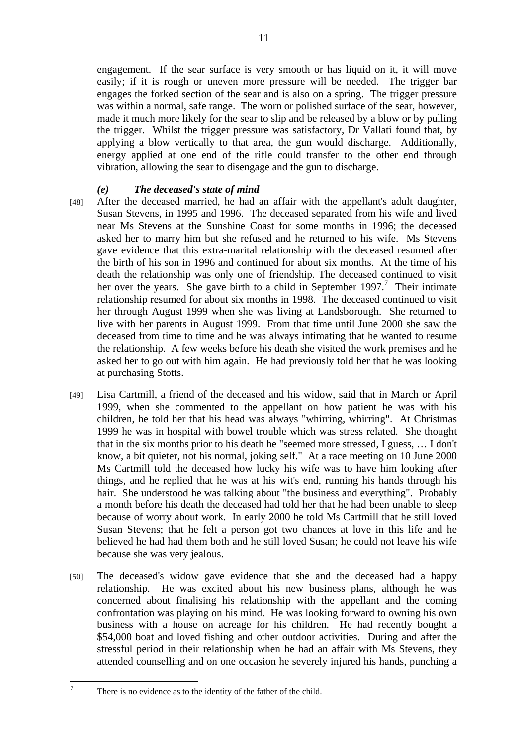engagement. If the sear surface is very smooth or has liquid on it, it will move easily; if it is rough or uneven more pressure will be needed. The trigger bar engages the forked section of the sear and is also on a spring. The trigger pressure was within a normal, safe range. The worn or polished surface of the sear, however, made it much more likely for the sear to slip and be released by a blow or by pulling the trigger. Whilst the trigger pressure was satisfactory, Dr Vallati found that, by applying a blow vertically to that area, the gun would discharge. Additionally, energy applied at one end of the rifle could transfer to the other end through vibration, allowing the sear to disengage and the gun to discharge.

### *(e) The deceased's state of mind*

[48] After the deceased married, he had an affair with the appellant's adult daughter, Susan Stevens, in 1995 and 1996. The deceased separated from his wife and lived near Ms Stevens at the Sunshine Coast for some months in 1996; the deceased asked her to marry him but she refused and he returned to his wife. Ms Stevens gave evidence that this extra-marital relationship with the deceased resumed after the birth of his son in 1996 and continued for about six months. At the time of his death the relationship was only one of friendship. The deceased continued to visit her over the years. She gave birth to a child in September 1997.[7] Their intimate relationship resumed for about six months in 1998. The deceased continued to visit her through August 1999 when she was living at Landsborough. She returned to live with her parents in August 1999. From that time until June 2000 she saw the deceased from time to time and he was always intimating that he wanted to resume the relationship. A few weeks before his death she visited the work premises and he asked her to go out with him again. He had previously told her that he was looking at purchasing Stotts.

[49] Lisa Cartmill, a friend of the deceased and his widow, said that in March or April 1999, when she commented to the appellant on how patient he was with his children, he told her that his head was always "whirring, whirring". At Christmas 1999 he was in hospital with bowel trouble which was stress related. She thought that in the six months prior to his death he "seemed more stressed, I guess, … I don't know, a bit quieter, not his normal, joking self." At a race meeting on 10 June 2000 Ms Cartmill told the deceased how lucky his wife was to have him looking after things, and he replied that he was at his wit's end, running his hands through his hair. She understood he was talking about "the business and everything". Probably a month before his death the deceased had told her that he had been unable to sleep because of worry about work. In early 2000 he told Ms Cartmill that he still loved Susan Stevens; that he felt a person got two chances at love in this life and he believed he had had them both and he still loved Susan; he could not leave his wife because she was very jealous.

[50] The deceased's widow gave evidence that she and the deceased had a happy relationship. He was excited about his new business plans, although he was concerned about finalising his relationship with the appellant and the coming confrontation was playing on his mind. He was looking forward to owning his own business with a house on acreage for his children. He had recently bought a $54,000 boat and loved fishing and other outdoor activities. During and after the stressful period in their relationship when he had an affair with Ms Stevens, they attended counselling and on one occasion he severely injured his hands, punching a

---

[7] There is no evidence as to the identity of the father of the child.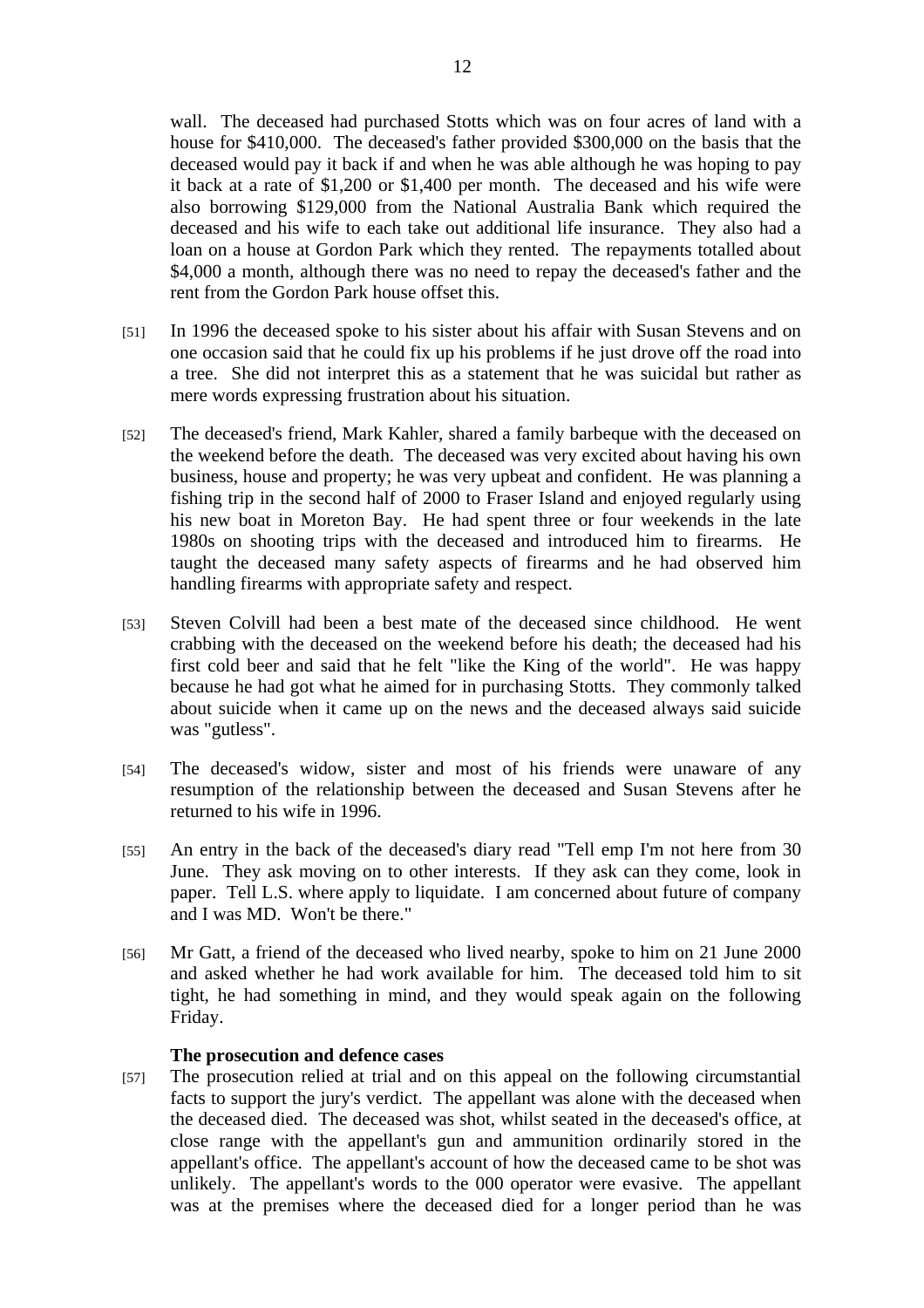wall. The deceased had purchased Stotts which was on four acres of land with a house for $410,000. The deceased's father provided $300,000 on the basis that the deceased would pay it back if and when he was able although he was hoping to pay it back at a rate of $1,200 or $1,400 per month. The deceased and his wife were also borrowing $129,000 from the National Australia Bank which required the deceased and his wife to each take out additional life insurance. They also had a loan on a house at Gordon Park which they rented. The repayments totalled about $4,000 a month, although there was no need to repay the deceased's father and the rent from the Gordon Park house offset this.

[51] In 1996 the deceased spoke to his sister about his affair with Susan Stevens and on one occasion said that he could fix up his problems if he just drove off the road into a tree. She did not interpret this as a statement that he was suicidal but rather as mere words expressing frustration about his situation.

[52] The deceased's friend, Mark Kahler, shared a family barbeque with the deceased on the weekend before the death. The deceased was very excited about having his own business, house and property; he was very upbeat and confident. He was planning a fishing trip in the second half of 2000 to Fraser Island and enjoyed regularly using his new boat in Moreton Bay. He had spent three or four weekends in the late 1980s on shooting trips with the deceased and introduced him to firearms. He taught the deceased many safety aspects of firearms and he had observed him handling firearms with appropriate safety and respect.

[53] Steven Colvill had been a best mate of the deceased since childhood. He went crabbing with the deceased on the weekend before his death; the deceased had his first cold beer and said that he felt "like the King of the world". He was happy because he had got what he aimed for in purchasing Stotts. They commonly talked about suicide when it came up on the news and the deceased always said suicide was "gutless".

[54] The deceased's widow, sister and most of his friends were unaware of any resumption of the relationship between the deceased and Susan Stevens after he returned to his wife in 1996.

[55] An entry in the back of the deceased's diary read "Tell emp I'm not here from 30 June. They ask moving on to other interests. If they ask can they come, look in paper. Tell L.S. where apply to liquidate. I am concerned about future of company and I was MD. Won't be there."

[56] Mr Gatt, a friend of the deceased who lived nearby, spoke to him on 21 June 2000 and asked whether he had work available for him. The deceased told him to sit tight, he had something in mind, and they would speak again on the following Friday.

**The prosecution and defence cases**

[57] The prosecution relied at trial and on this appeal on the following circumstantial facts to support the jury's verdict. The appellant was alone with the deceased when the deceased died. The deceased was shot, whilst seated in the deceased's office, at close range with the appellant's gun and ammunition ordinarily stored in the appellant's office. The appellant's account of how the deceased came to be shot was unlikely. The appellant's words to the 000 operator were evasive. The appellant was at the premises where the deceased died for a longer period than he was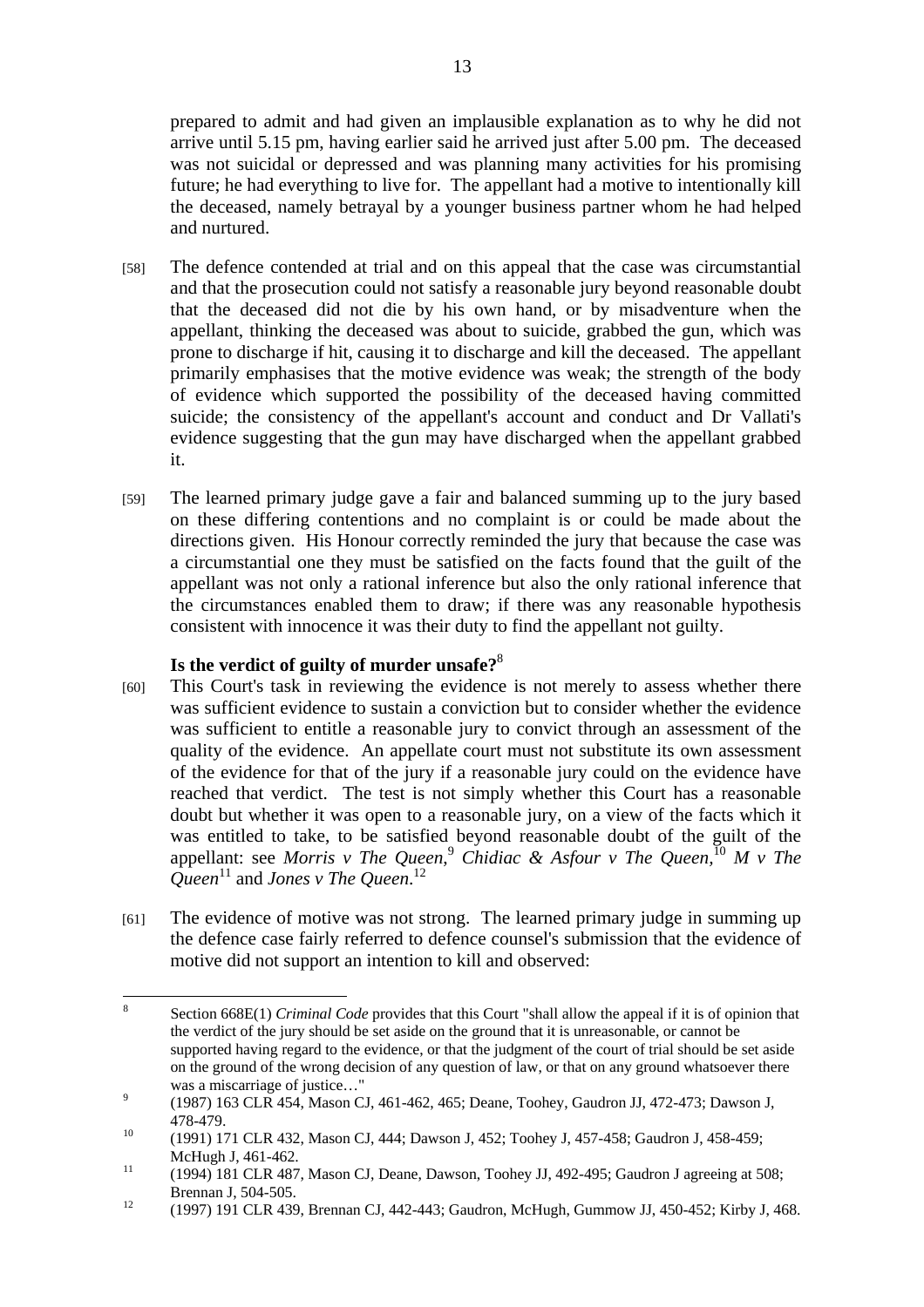prepared to admit and had given an implausible explanation as to why he did not arrive until 5.15 pm, having earlier said he arrived just after 5.00 pm. The deceased was not suicidal or depressed and was planning many activities for his promising future; he had everything to live for. The appellant had a motive to intentionally kill the deceased, namely betrayal by a younger business partner whom he had helped and nurtured.

[58] The defence contended at trial and on this appeal that the case was circumstantial and that the prosecution could not satisfy a reasonable jury beyond reasonable doubt that the deceased did not die by his own hand, or by misadventure when the appellant, thinking the deceased was about to suicide, grabbed the gun, which was prone to discharge if hit, causing it to discharge and kill the deceased. The appellant primarily emphasises that the motive evidence was weak; the strength of the body of evidence which supported the possibility of the deceased having committed suicide; the consistency of the appellant's account and conduct and Dr Vallati's evidence suggesting that the gun may have discharged when the appellant grabbed it.

[59] The learned primary judge gave a fair and balanced summing up to the jury based on these differing contentions and no complaint is or could be made about the directions given. His Honour correctly reminded the jury that because the case was a circumstantial one they must be satisfied on the facts found that the guilt of the appellant was not only a rational inference but also the only rational inference that the circumstances enabled them to draw; if there was any reasonable hypothesis consistent with innocence it was their duty to find the appellant not guilty.

### Is the verdict of guilty of murder unsafe?[8]

[60] This Court's task in reviewing the evidence is not merely to assess whether there was sufficient evidence to sustain a conviction but to consider whether the evidence was sufficient to entitle a reasonable jury to convict through an assessment of the quality of the evidence. An appellate court must not substitute its own assessment of the evidence for that of the jury if a reasonable jury could on the evidence have reached that verdict. The test is not simply whether this Court has a reasonable doubt but whether it was open to a reasonable jury, on a view of the facts which it was entitled to take, to be satisfied beyond reasonable doubt of the guilt of the appellant: see *Morris v The Queen,*[9] *Chidiac & Asfour v The Queen,*[10] *M v The Queen*[11] and *Jones v The Queen.*[12]

[61] The evidence of motive was not strong. The learned primary judge in summing up the defence case fairly referred to defence counsel's submission that the evidence of motive did not support an intention to kill and observed:

---

[8] Section 668E(1) *Criminal Code* provides that this Court "shall allow the appeal if it is of opinion that the verdict of the jury should be set aside on the ground that it is unreasonable, or cannot be supported having regard to the evidence, or that the judgment of the court of trial should be set aside on the ground of the wrong decision of any question of law, or that on any ground whatsoever there was a miscarriage of justice…"

[9] (1987) 163 CLR 454, Mason CJ, 461-462, 465; Deane, Toohey, Gaudron JJ, 472-473; Dawson J, 478-479.

[10] (1991) 171 CLR 432, Mason CJ, 444; Dawson J, 452; Toohey J, 457-458; Gaudron J, 458-459; McHugh J, 461-462.

[11] (1994) 181 CLR 487, Mason CJ, Deane, Dawson, Toohey JJ, 492-495; Gaudron J agreeing at 508; Brennan J, 504-505.

[12] (1997) 191 CLR 439, Brennan CJ, 442-443; Gaudron, McHugh, Gummow JJ, 450-452; Kirby J, 468.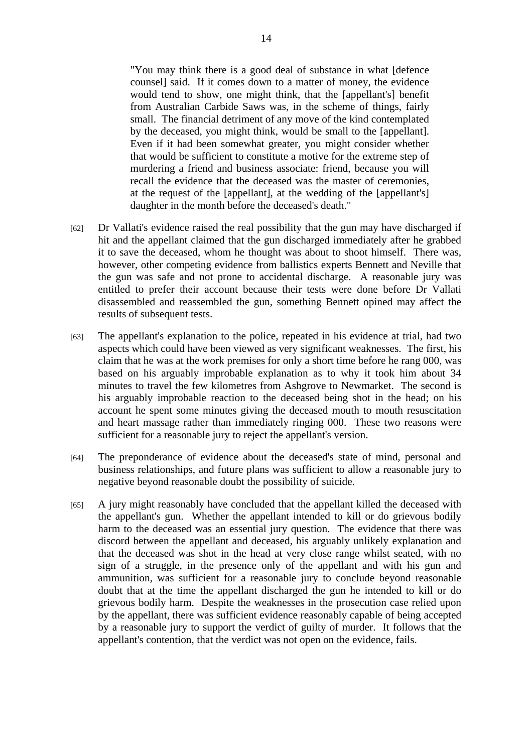> "You may think there is a good deal of substance in what [defence counsel] said. If it comes down to a matter of money, the evidence would tend to show, one might think, that the [appellant's] benefit from Australian Carbide Saws was, in the scheme of things, fairly small. The financial detriment of any move of the kind contemplated by the deceased, you might think, would be small to the [appellant]. Even if it had been somewhat greater, you might consider whether that would be sufficient to constitute a motive for the extreme step of murdering a friend and business associate: friend, because you will recall the evidence that the deceased was the master of ceremonies, at the request of the [appellant], at the wedding of the [appellant's] daughter in the month before the deceased's death."

[62] Dr Vallati's evidence raised the real possibility that the gun may have discharged if hit and the appellant claimed that the gun discharged immediately after he grabbed it to save the deceased, whom he thought was about to shoot himself. There was, however, other competing evidence from ballistics experts Bennett and Neville that the gun was safe and not prone to accidental discharge. A reasonable jury was entitled to prefer their account because their tests were done before Dr Vallati disassembled and reassembled the gun, something Bennett opined may affect the results of subsequent tests.

[63] The appellant's explanation to the police, repeated in his evidence at trial, had two aspects which could have been viewed as very significant weaknesses. The first, his claim that he was at the work premises for only a short time before he rang 000, was based on his arguably improbable explanation as to why it took him about 34 minutes to travel the few kilometres from Ashgrove to Newmarket. The second is his arguably improbable reaction to the deceased being shot in the head; on his account he spent some minutes giving the deceased mouth to mouth resuscitation and heart massage rather than immediately ringing 000. These two reasons were sufficient for a reasonable jury to reject the appellant's version.

[64] The preponderance of evidence about the deceased's state of mind, personal and business relationships, and future plans was sufficient to allow a reasonable jury to negative beyond reasonable doubt the possibility of suicide.

[65] A jury might reasonably have concluded that the appellant killed the deceased with the appellant's gun. Whether the appellant intended to kill or do grievous bodily harm to the deceased was an essential jury question. The evidence that there was discord between the appellant and deceased, his arguably unlikely explanation and that the deceased was shot in the head at very close range whilst seated, with no sign of a struggle, in the presence only of the appellant and with his gun and ammunition, was sufficient for a reasonable jury to conclude beyond reasonable doubt that at the time the appellant discharged the gun he intended to kill or do grievous bodily harm. Despite the weaknesses in the prosecution case relied upon by the appellant, there was sufficient evidence reasonably capable of being accepted by a reasonable jury to support the verdict of guilty of murder. It follows that the appellant's contention, that the verdict was not open on the evidence, fails.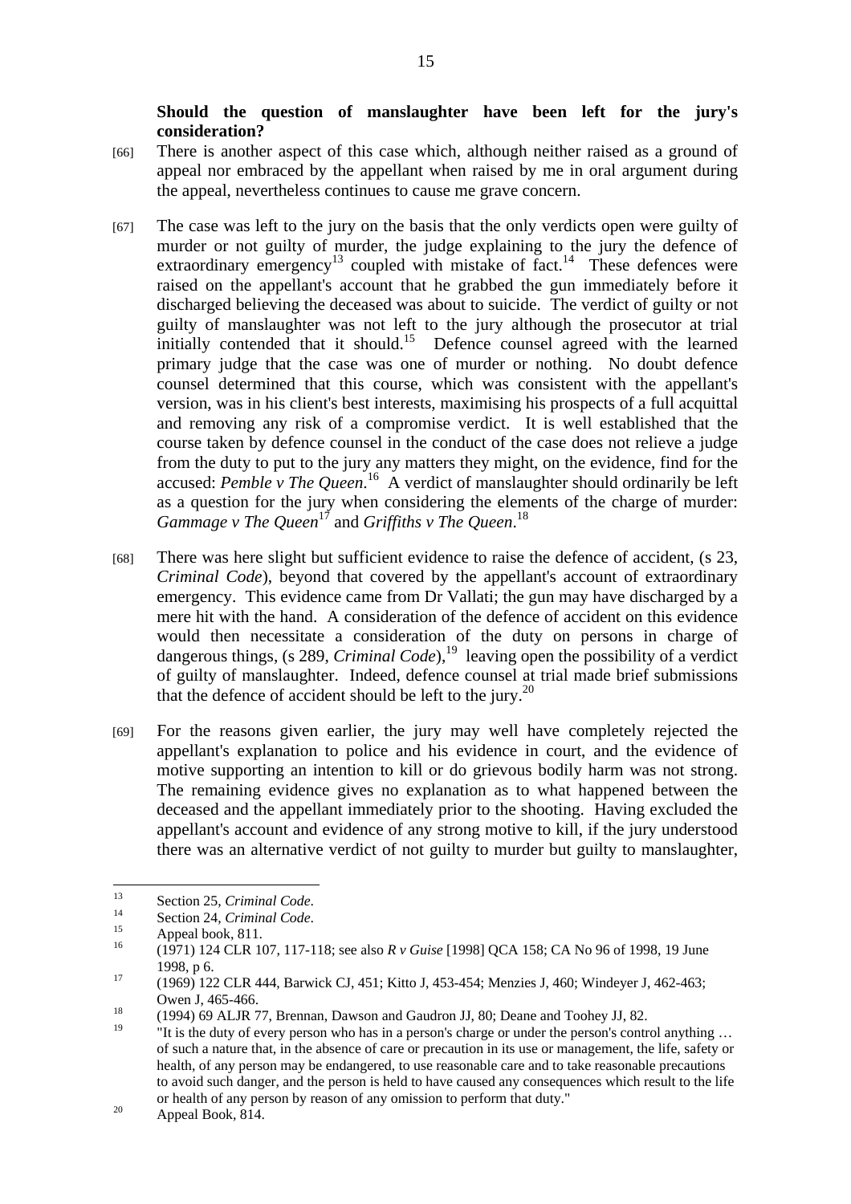**Should the question of manslaughter have been left for the jury's consideration?**

[66] There is another aspect of this case which, although neither raised as a ground of appeal nor embraced by the appellant when raised by me in oral argument during the appeal, nevertheless continues to cause me grave concern.

[67] The case was left to the jury on the basis that the only verdicts open were guilty of murder or not guilty of murder, the judge explaining to the jury the defence of extraordinary emergency[13] coupled with mistake of fact.[14] These defences were raised on the appellant's account that he grabbed the gun immediately before it discharged believing the deceased was about to suicide. The verdict of guilty or not guilty of manslaughter was not left to the jury although the prosecutor at trial initially contended that it should.[15] Defence counsel agreed with the learned primary judge that the case was one of murder or nothing. No doubt defence counsel determined that this course, which was consistent with the appellant's version, was in his client's best interests, maximising his prospects of a full acquittal and removing any risk of a compromise verdict. It is well established that the course taken by defence counsel in the conduct of the case does not relieve a judge from the duty to put to the jury any matters they might, on the evidence, find for the accused: *Pemble v The Queen*.[16] A verdict of manslaughter should ordinarily be left as a question for the jury when considering the elements of the charge of murder: *Gammage v The Queen*[17] and *Griffiths v The Queen*.[18]

[68] There was here slight but sufficient evidence to raise the defence of accident, (s 23, *Criminal Code*), beyond that covered by the appellant's account of extraordinary emergency. This evidence came from Dr Vallati; the gun may have discharged by a mere hit with the hand. A consideration of the defence of accident on this evidence would then necessitate a consideration of the duty on persons in charge of dangerous things, (s 289, *Criminal Code*),[19] leaving open the possibility of a verdict of guilty of manslaughter. Indeed, defence counsel at trial made brief submissions that the defence of accident should be left to the jury.[20]

[69] For the reasons given earlier, the jury may well have completely rejected the appellant's explanation to police and his evidence in court, and the evidence of motive supporting an intention to kill or do grievous bodily harm was not strong. The remaining evidence gives no explanation as to what happened between the deceased and the appellant immediately prior to the shooting. Having excluded the appellant's account and evidence of any strong motive to kill, if the jury understood there was an alternative verdict of not guilty to murder but guilty to manslaughter,

---

[13] Section 25, *Criminal Code*.

[14] Section 24, *Criminal Code*.

[15] Appeal book, 811.

[16] (1971) 124 CLR 107, 117-118; see also *R v Guise* [1998] QCA 158; CA No 96 of 1998, 19 June 1998, p 6.

[17] (1969) 122 CLR 444, Barwick CJ, 451; Kitto J, 453-454; Menzies J, 460; Windeyer J, 462-463; Owen J, 465-466.

[18] (1994) 69 ALJR 77, Brennan, Dawson and Gaudron JJ, 80; Deane and Toohey JJ, 82.

[19] "It is the duty of every person who has in a person's charge or under the person's control anything … of such a nature that, in the absence of care or precaution in its use or management, the life, safety or health, of any person may be endangered, to use reasonable care and to take reasonable precautions to avoid such danger, and the person is held to have caused any consequences which result to the life or health of any person by reason of any omission to perform that duty."

[20] Appeal Book, 814.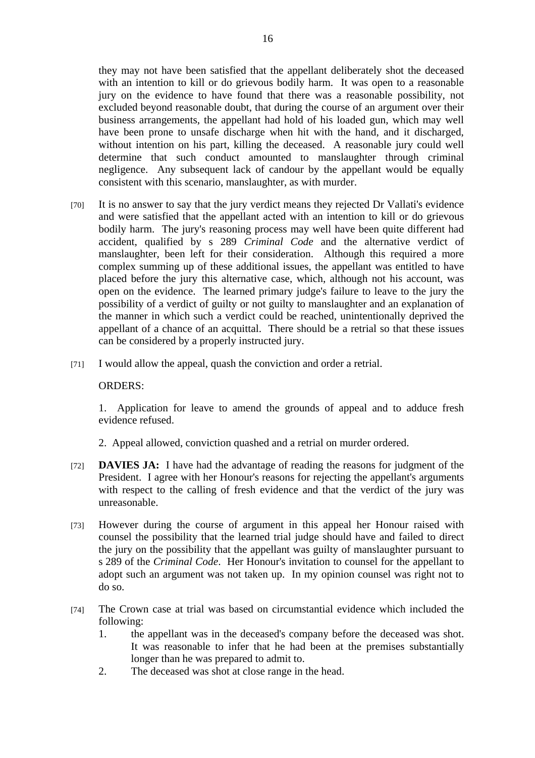they may not have been satisfied that the appellant deliberately shot the deceased with an intention to kill or do grievous bodily harm. It was open to a reasonable jury on the evidence to have found that there was a reasonable possibility, not excluded beyond reasonable doubt, that during the course of an argument over their business arrangements, the appellant had hold of his loaded gun, which may well have been prone to unsafe discharge when hit with the hand, and it discharged, without intention on his part, killing the deceased. A reasonable jury could well determine that such conduct amounted to manslaughter through criminal negligence. Any subsequent lack of candour by the appellant would be equally consistent with this scenario, manslaughter, as with murder.

[70] It is no answer to say that the jury verdict means they rejected Dr Vallati's evidence and were satisfied that the appellant acted with an intention to kill or do grievous bodily harm. The jury's reasoning process may well have been quite different had accident, qualified by s 289 *Criminal Code* and the alternative verdict of manslaughter, been left for their consideration. Although this required a more complex summing up of these additional issues, the appellant was entitled to have placed before the jury this alternative case, which, although not his account, was open on the evidence. The learned primary judge's failure to leave to the jury the possibility of a verdict of guilty or not guilty to manslaughter and an explanation of the manner in which such a verdict could be reached, unintentionally deprived the appellant of a chance of an acquittal. There should be a retrial so that these issues can be considered by a properly instructed jury.

[71] I would allow the appeal, quash the conviction and order a retrial.

ORDERS:

1. Application for leave to amend the grounds of appeal and to adduce fresh evidence refused.

2. Appeal allowed, conviction quashed and a retrial on murder ordered.

[72] **DAVIES JA:** I have had the advantage of reading the reasons for judgment of the President. I agree with her Honour's reasons for rejecting the appellant's arguments with respect to the calling of fresh evidence and that the verdict of the jury was unreasonable.

[73] However during the course of argument in this appeal her Honour raised with counsel the possibility that the learned trial judge should have and failed to direct the jury on the possibility that the appellant was guilty of manslaughter pursuant to s 289 of the *Criminal Code*. Her Honour's invitation to counsel for the appellant to adopt such an argument was not taken up. In my opinion counsel was right not to do so.

[74] The Crown case at trial was based on circumstantial evidence which included the following:

1. the appellant was in the deceased's company before the deceased was shot. It was reasonable to infer that he had been at the premises substantially longer than he was prepared to admit to.
2. The deceased was shot at close range in the head.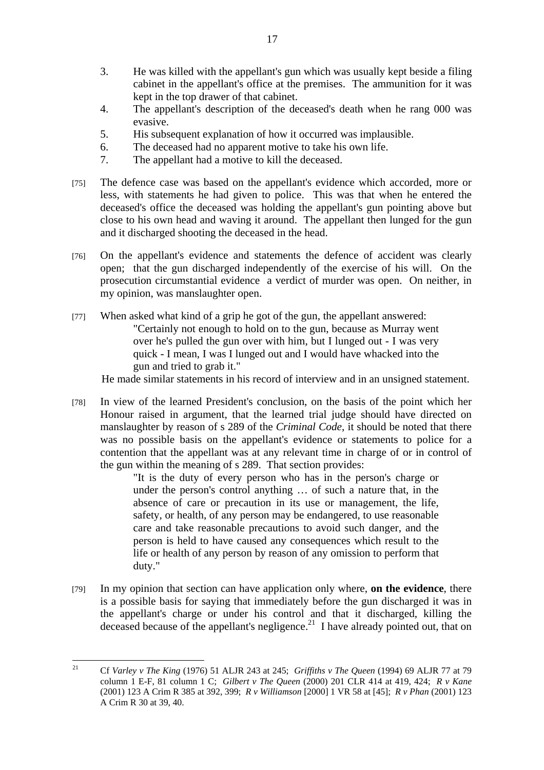3. He was killed with the appellant's gun which was usually kept beside a filing cabinet in the appellant's office at the premises. The ammunition for it was kept in the top drawer of that cabinet.
4. The appellant's description of the deceased's death when he rang 000 was evasive.
5. His subsequent explanation of how it occurred was implausible.
6. The deceased had no apparent motive to take his own life.
7. The appellant had a motive to kill the deceased.

[75] The defence case was based on the appellant's evidence which accorded, more or less, with statements he had given to police. This was that when he entered the deceased's office the deceased was holding the appellant's gun pointing above but close to his own head and waving it around. The appellant then lunged for the gun and it discharged shooting the deceased in the head.

[76] On the appellant's evidence and statements the defence of accident was clearly open; that the gun discharged independently of the exercise of his will. On the prosecution circumstantial evidence a verdict of murder was open. On neither, in my opinion, was manslaughter open.

[77] When asked what kind of a grip he got of the gun, the appellant answered:

> "Certainly not enough to hold on to the gun, because as Murray went over he's pulled the gun over with him, but I lunged out - I was very quick - I mean, I was I lunged out and I would have whacked into the gun and tried to grab it."

He made similar statements in his record of interview and in an unsigned statement.

[78] In view of the learned President's conclusion, on the basis of the point which her Honour raised in argument, that the learned trial judge should have directed on manslaughter by reason of s 289 of the *Criminal Code*, it should be noted that there was no possible basis on the appellant's evidence or statements to police for a contention that the appellant was at any relevant time in charge of or in control of the gun within the meaning of s 289. That section provides:

> "It is the duty of every person who has in the person's charge or under the person's control anything … of such a nature that, in the absence of care or precaution in its use or management, the life, safety, or health, of any person may be endangered, to use reasonable care and take reasonable precautions to avoid such danger, and the person is held to have caused any consequences which result to the life or health of any person by reason of any omission to perform that duty."

[79] In my opinion that section can have application only where, **on the evidence**, there is a possible basis for saying that immediately before the gun discharged it was in the appellant's charge or under his control and that it discharged, killing the deceased because of the appellant's negligence.[21] I have already pointed out, that on

[21] Cf *Varley v The King* (1976) 51 ALJR 243 at 245; *Griffiths v The Queen* (1994) 69 ALJR 77 at 79 column 1 E-F, 81 column 1 C; *Gilbert v The Queen* (2000) 201 CLR 414 at 419, 424; *R v Kane* (2001) 123 A Crim R 385 at 392, 399; *R v Williamson* [2000] 1 VR 58 at [45]; *R v Phan* (2001) 123 A Crim R 30 at 39, 40.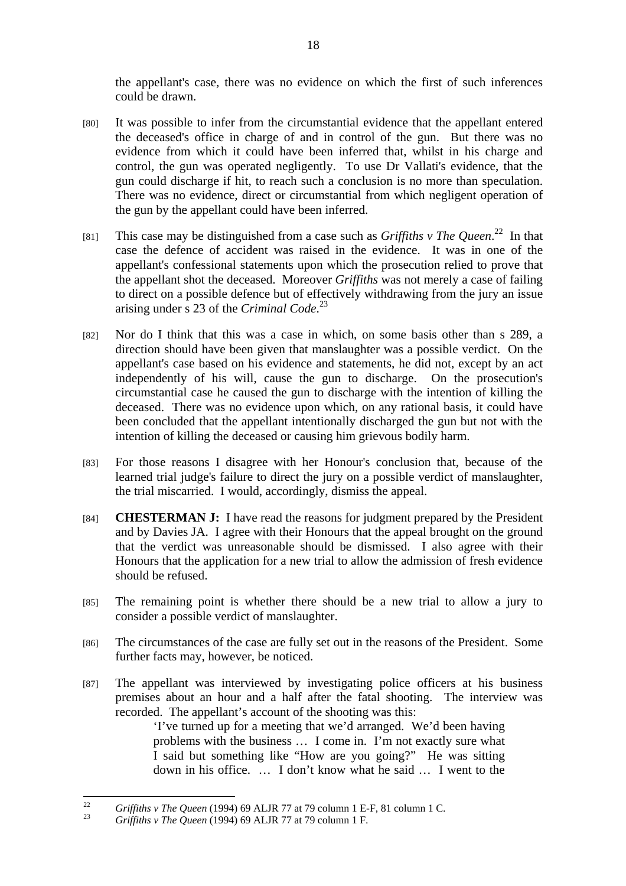the appellant's case, there was no evidence on which the first of such inferences could be drawn.

[80] It was possible to infer from the circumstantial evidence that the appellant entered the deceased's office in charge of and in control of the gun. But there was no evidence from which it could have been inferred that, whilst in his charge and control, the gun was operated negligently. To use Dr Vallati's evidence, that the gun could discharge if hit, to reach such a conclusion is no more than speculation. There was no evidence, direct or circumstantial from which negligent operation of the gun by the appellant could have been inferred.

[81] This case may be distinguished from a case such as *Griffiths v The Queen*.[22] In that case the defence of accident was raised in the evidence. It was in one of the appellant's confessional statements upon which the prosecution relied to prove that the appellant shot the deceased. Moreover *Griffiths* was not merely a case of failing to direct on a possible defence but of effectively withdrawing from the jury an issue arising under s 23 of the *Criminal Code*.[23]

[82] Nor do I think that this was a case in which, on some basis other than s 289, a direction should have been given that manslaughter was a possible verdict. On the appellant's case based on his evidence and statements, he did not, except by an act independently of his will, cause the gun to discharge. On the prosecution's circumstantial case he caused the gun to discharge with the intention of killing the deceased. There was no evidence upon which, on any rational basis, it could have been concluded that the appellant intentionally discharged the gun but not with the intention of killing the deceased or causing him grievous bodily harm.

[83] For those reasons I disagree with her Honour's conclusion that, because of the learned trial judge's failure to direct the jury on a possible verdict of manslaughter, the trial miscarried. I would, accordingly, dismiss the appeal.

[84] **CHESTERMAN J:** I have read the reasons for judgment prepared by the President and by Davies JA. I agree with their Honours that the appeal brought on the ground that the verdict was unreasonable should be dismissed. I also agree with their Honours that the application for a new trial to allow the admission of fresh evidence should be refused.

[85] The remaining point is whether there should be a new trial to allow a jury to consider a possible verdict of manslaughter.

[86] The circumstances of the case are fully set out in the reasons of the President. Some further facts may, however, be noticed.

[87] The appellant was interviewed by investigating police officers at his business premises about an hour and a half after the fatal shooting. The interview was recorded. The appellant's account of the shooting was this:

> 'I've turned up for a meeting that we'd arranged. We'd been having problems with the business … I come in. I'm not exactly sure what I said but something like "How are you going?" He was sitting down in his office. … I don't know what he said … I went to the

---

[22] *Griffiths v The Queen* (1994) 69 ALJR 77 at 79 column 1 E-F, 81 column 1 C.

[23] *Griffiths v The Queen* (1994) 69 ALJR 77 at 79 column 1 F.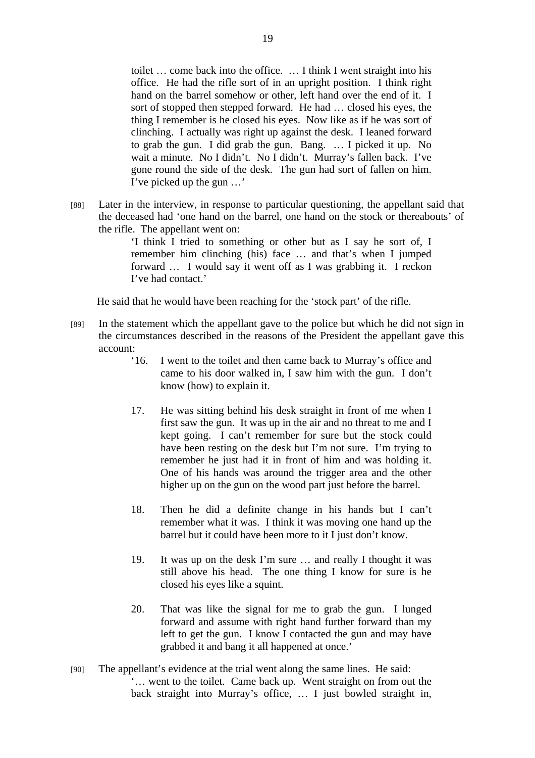> toilet … come back into the office. … I think I went straight into his office. He had the rifle sort of in an upright position. I think right hand on the barrel somehow or other, left hand over the end of it. I sort of stopped then stepped forward. He had … closed his eyes, the thing I remember is he closed his eyes. Now like as if he was sort of clinching. I actually was right up against the desk. I leaned forward to grab the gun. I did grab the gun. Bang. … I picked it up. No wait a minute. No I didn't. No I didn't. Murray's fallen back. I've gone round the side of the desk. The gun had sort of fallen on him. I've picked up the gun …'

[88] Later in the interview, in response to particular questioning, the appellant said that the deceased had 'one hand on the barrel, one hand on the stock or thereabouts' of the rifle. The appellant went on:

> 'I think I tried to something or other but as I say he sort of, I remember him clinching (his) face … and that's when I jumped forward … I would say it went off as I was grabbing it. I reckon I've had contact.'

He said that he would have been reaching for the 'stock part' of the rifle.

[89] In the statement which the appellant gave to the police but which he did not sign in the circumstances described in the reasons of the President the appellant gave this account:

> '16. I went to the toilet and then came back to Murray's office and came to his door walked in, I saw him with the gun. I don't know (how) to explain it.
>
> 17. He was sitting behind his desk straight in front of me when I first saw the gun. It was up in the air and no threat to me and I kept going. I can't remember for sure but the stock could have been resting on the desk but I'm not sure. I'm trying to remember he just had it in front of him and was holding it. One of his hands was around the trigger area and the other higher up on the gun on the wood part just before the barrel.
>
> 18. Then he did a definite change in his hands but I can't remember what it was. I think it was moving one hand up the barrel but it could have been more to it I just don't know.
>
> 19. It was up on the desk I'm sure … and really I thought it was still above his head. The one thing I know for sure is he closed his eyes like a squint.
>
> 20. That was like the signal for me to grab the gun. I lunged forward and assume with right hand further forward than my left to get the gun. I know I contacted the gun and may have grabbed it and bang it all happened at once.'

[90] The appellant's evidence at the trial went along the same lines. He said:

> '… went to the toilet. Came back up. Went straight on from out the back straight into Murray's office, … I just bowled straight in,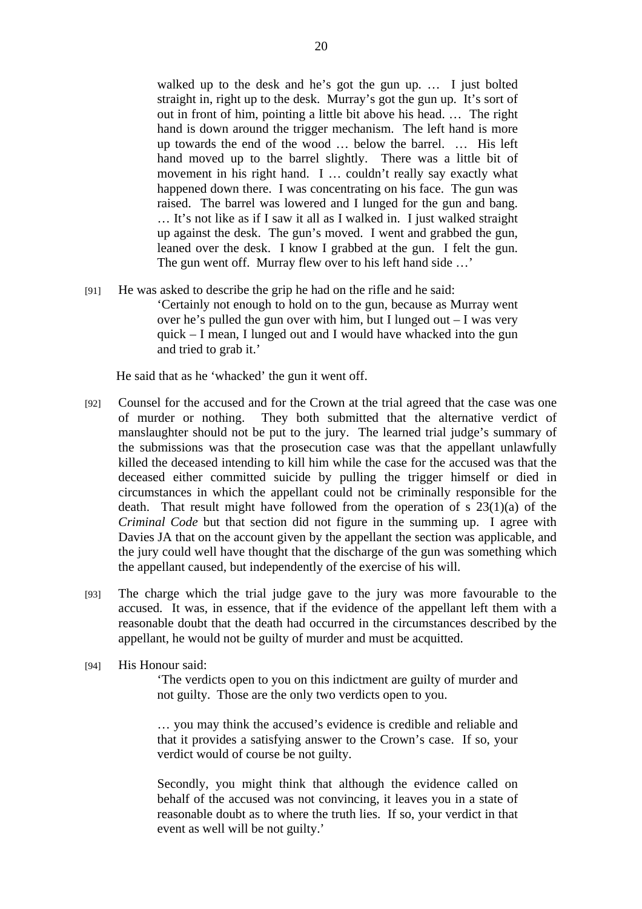> walked up to the desk and he's got the gun up. … I just bolted straight in, right up to the desk. Murray's got the gun up. It's sort of out in front of him, pointing a little bit above his head. … The right hand is down around the trigger mechanism. The left hand is more up towards the end of the wood … below the barrel. … His left hand moved up to the barrel slightly. There was a little bit of movement in his right hand. I … couldn't really say exactly what happened down there. I was concentrating on his face. The gun was raised. The barrel was lowered and I lunged for the gun and bang. … It's not like as if I saw it all as I walked in. I just walked straight up against the desk. The gun's moved. I went and grabbed the gun, leaned over the desk. I know I grabbed at the gun. I felt the gun. The gun went off. Murray flew over to his left hand side …'

[91] He was asked to describe the grip he had on the rifle and he said:

> 'Certainly not enough to hold on to the gun, because as Murray went over he's pulled the gun over with him, but I lunged out – I was very quick – I mean, I lunged out and I would have whacked into the gun and tried to grab it.'

He said that as he 'whacked' the gun it went off.

[92] Counsel for the accused and for the Crown at the trial agreed that the case was one of murder or nothing. They both submitted that the alternative verdict of manslaughter should not be put to the jury. The learned trial judge's summary of the submissions was that the prosecution case was that the appellant unlawfully killed the deceased intending to kill him while the case for the accused was that the deceased either committed suicide by pulling the trigger himself or died in circumstances in which the appellant could not be criminally responsible for the death. That result might have followed from the operation of s 23(1)(a) of the *Criminal Code* but that section did not figure in the summing up. I agree with Davies JA that on the account given by the appellant the section was applicable, and the jury could well have thought that the discharge of the gun was something which the appellant caused, but independently of the exercise of his will.

[93] The charge which the trial judge gave to the jury was more favourable to the accused. It was, in essence, that if the evidence of the appellant left them with a reasonable doubt that the death had occurred in the circumstances described by the appellant, he would not be guilty of murder and must be acquitted.

[94] His Honour said:

> 'The verdicts open to you on this indictment are guilty of murder and not guilty. Those are the only two verdicts open to you.
>
> … you may think the accused's evidence is credible and reliable and that it provides a satisfying answer to the Crown's case. If so, your verdict would of course be not guilty.
>
> Secondly, you might think that although the evidence called on behalf of the accused was not convincing, it leaves you in a state of reasonable doubt as to where the truth lies. If so, your verdict in that event as well will be not guilty.'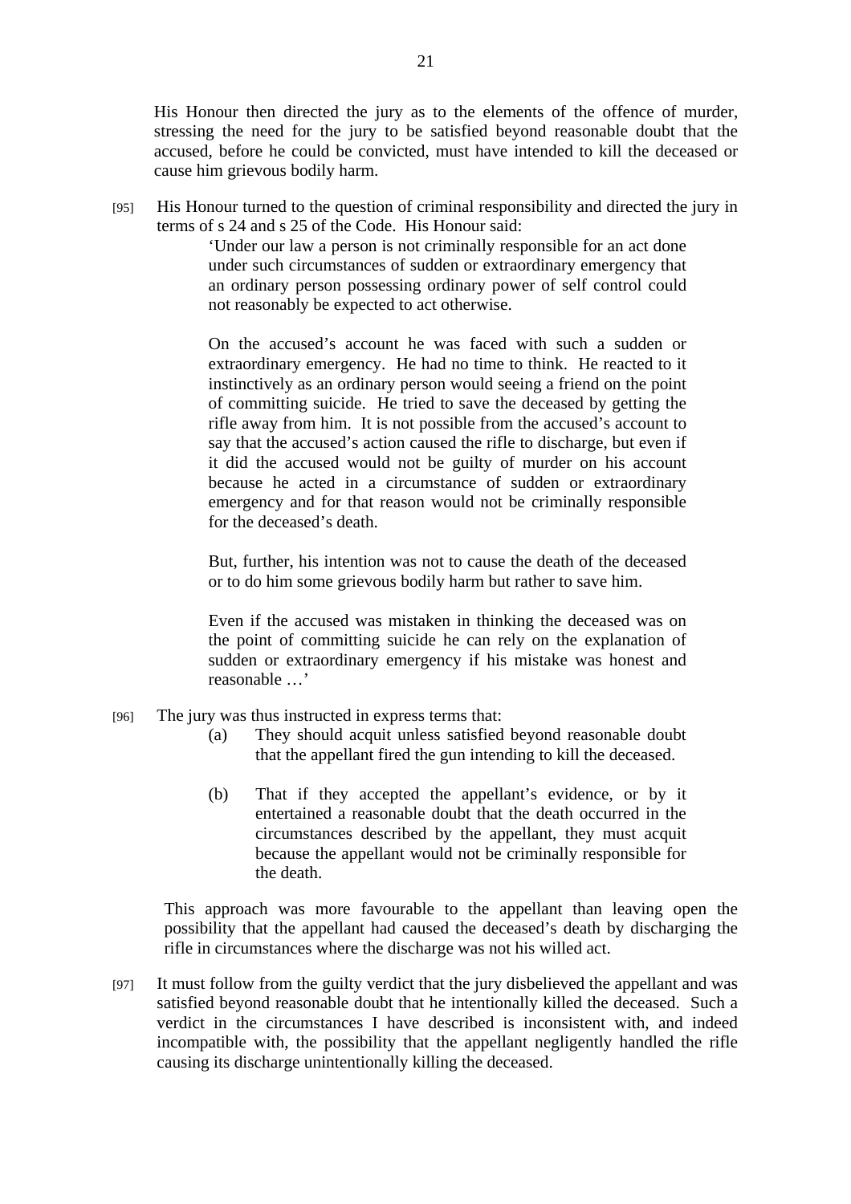His Honour then directed the jury as to the elements of the offence of murder, stressing the need for the jury to be satisfied beyond reasonable doubt that the accused, before he could be convicted, must have intended to kill the deceased or cause him grievous bodily harm.

[95] His Honour turned to the question of criminal responsibility and directed the jury in terms of s 24 and s 25 of the Code. His Honour said:

> 'Under our law a person is not criminally responsible for an act done under such circumstances of sudden or extraordinary emergency that an ordinary person possessing ordinary power of self control could not reasonably be expected to act otherwise.
>
> On the accused's account he was faced with such a sudden or extraordinary emergency. He had no time to think. He reacted to it instinctively as an ordinary person would seeing a friend on the point of committing suicide. He tried to save the deceased by getting the rifle away from him. It is not possible from the accused's account to say that the accused's action caused the rifle to discharge, but even if it did the accused would not be guilty of murder on his account because he acted in a circumstance of sudden or extraordinary emergency and for that reason would not be criminally responsible for the deceased's death.
>
> But, further, his intention was not to cause the death of the deceased or to do him some grievous bodily harm but rather to save him.
>
> Even if the accused was mistaken in thinking the deceased was on the point of committing suicide he can rely on the explanation of sudden or extraordinary emergency if his mistake was honest and reasonable …'

[96] The jury was thus instructed in express terms that:

(a) They should acquit unless satisfied beyond reasonable doubt that the appellant fired the gun intending to kill the deceased.

(b) That if they accepted the appellant's evidence, or by it entertained a reasonable doubt that the death occurred in the circumstances described by the appellant, they must acquit because the appellant would not be criminally responsible for the death.

This approach was more favourable to the appellant than leaving open the possibility that the appellant had caused the deceased's death by discharging the rifle in circumstances where the discharge was not his willed act.

[97] It must follow from the guilty verdict that the jury disbelieved the appellant and was satisfied beyond reasonable doubt that he intentionally killed the deceased. Such a verdict in the circumstances I have described is inconsistent with, and indeed incompatible with, the possibility that the appellant negligently handled the rifle causing its discharge unintentionally killing the deceased.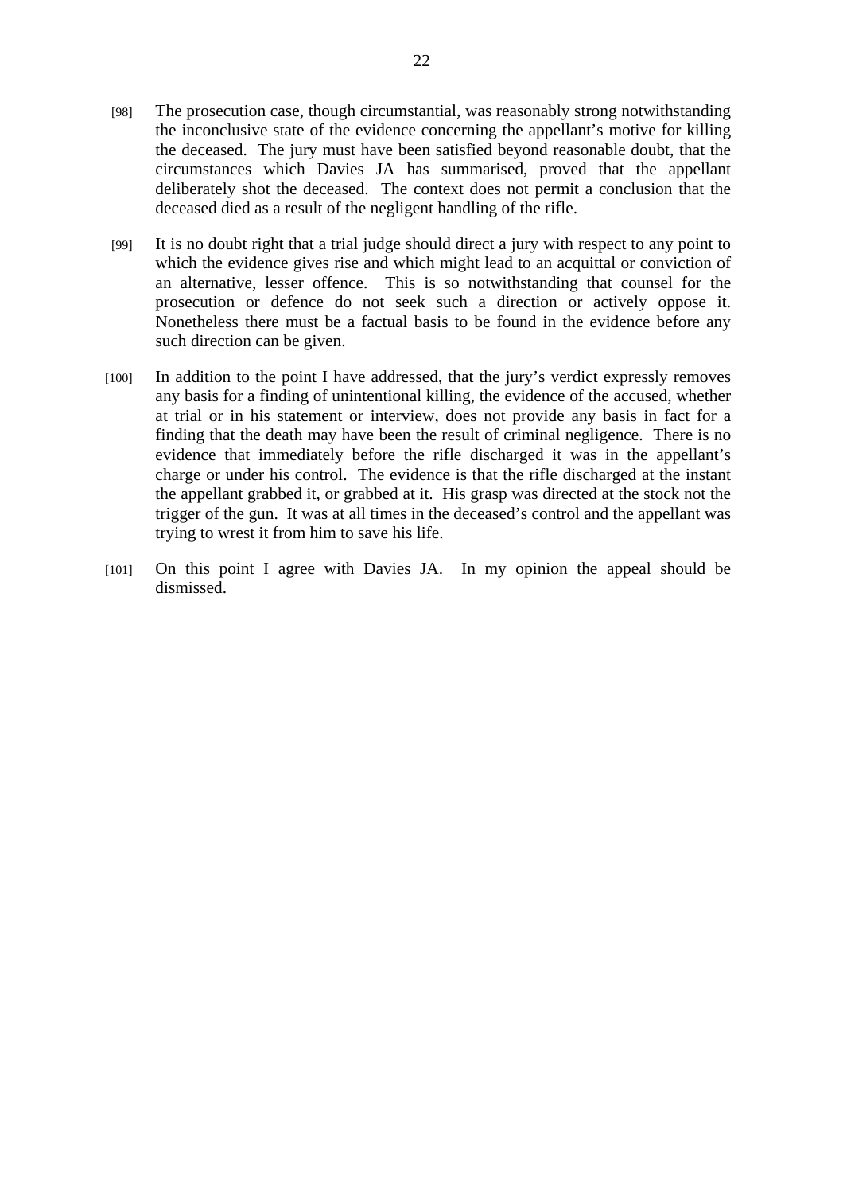[98] The prosecution case, though circumstantial, was reasonably strong notwithstanding the inconclusive state of the evidence concerning the appellant's motive for killing the deceased. The jury must have been satisfied beyond reasonable doubt, that the circumstances which Davies JA has summarised, proved that the appellant deliberately shot the deceased. The context does not permit a conclusion that the deceased died as a result of the negligent handling of the rifle.

[99] It is no doubt right that a trial judge should direct a jury with respect to any point to which the evidence gives rise and which might lead to an acquittal or conviction of an alternative, lesser offence. This is so notwithstanding that counsel for the prosecution or defence do not seek such a direction or actively oppose it. Nonetheless there must be a factual basis to be found in the evidence before any such direction can be given.

[100] In addition to the point I have addressed, that the jury's verdict expressly removes any basis for a finding of unintentional killing, the evidence of the accused, whether at trial or in his statement or interview, does not provide any basis in fact for a finding that the death may have been the result of criminal negligence. There is no evidence that immediately before the rifle discharged it was in the appellant's charge or under his control. The evidence is that the rifle discharged at the instant the appellant grabbed it, or grabbed at it. His grasp was directed at the stock not the trigger of the gun. It was at all times in the deceased's control and the appellant was trying to wrest it from him to save his life.

[101] On this point I agree with Davies JA. In my opinion the appeal should be dismissed.